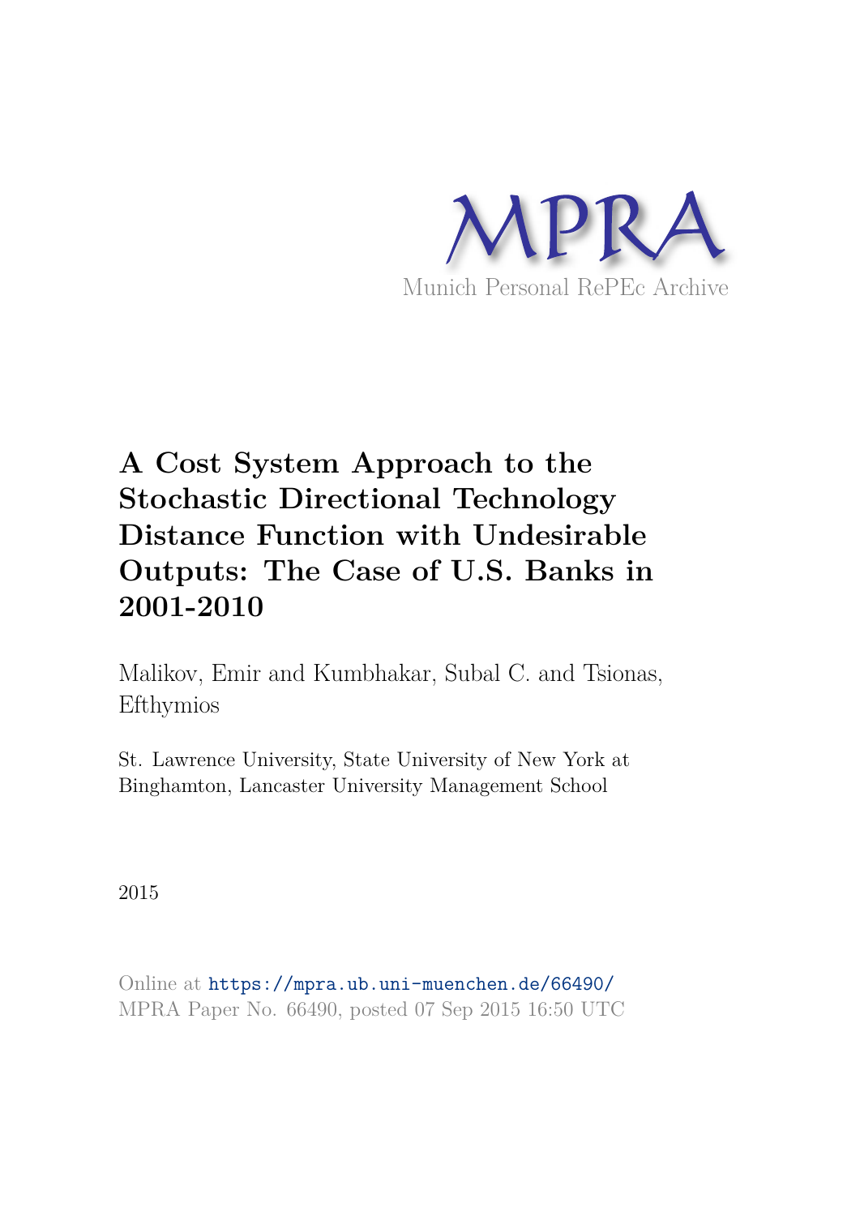MPRA

Munich Personal RePEc Archive

# A Cost System Approach to the Stochastic Directional Technology Distance Function with Undesirable Outputs: The Case of U.S. Banks in 2001-2010

Malikov, Emir and Kumbhakar, Subal C. and Tsionas, Efthymios

St. Lawrence University, State University of New York at Binghamton, Lancaster University Management School

2015

Online at https://mpra.ub.uni-muenchen.de/66490/
MPRA Paper No. 66490, posted 07 Sep 2015 16:50 UTC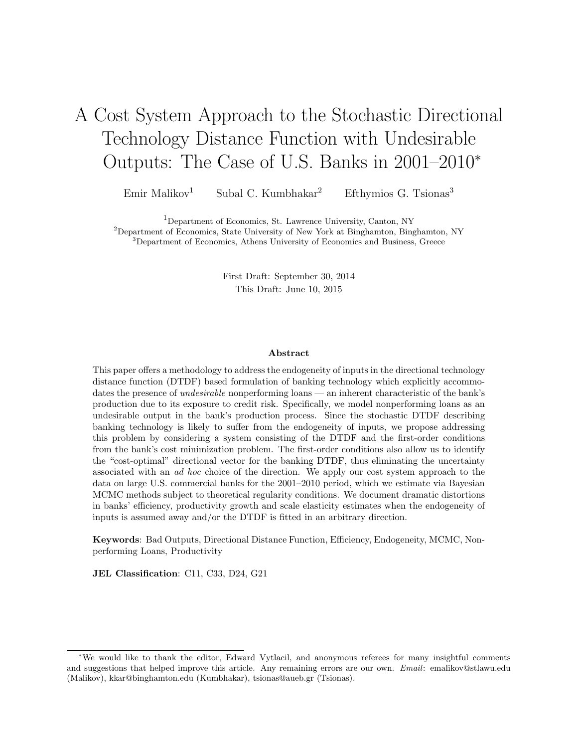#  A Cost System Approach to the Stochastic Directional Technology Distance Function with Undesirable Outputs: The Case of U.S. Banks in 2001–2010*

Emir Malikov[1]   Subal C. Kumbhakar[2]   Efthymios G. Tsionas[3]

[1]Department of Economics, St. Lawrence University, Canton, NY
[2]Department of Economics, State University of New York at Binghamton, Binghamton, NY
[3]Department of Economics, Athens University of Economics and Business, Greece

First Draft: September 30, 2014
This Draft: June 10, 2015

**Abstract**

This paper offers a methodology to address the endogeneity of inputs in the directional technology distance function (DTDF) based formulation of banking technology which explicitly accommodates the presence of *undesirable* nonperforming loans — an inherent characteristic of the bank's production due to its exposure to credit risk. Specifically, we model nonperforming loans as an undesirable output in the bank's production process. Since the stochastic DTDF describing banking technology is likely to suffer from the endogeneity of inputs, we propose addressing this problem by considering a system consisting of the DTDF and the first-order conditions from the bank's cost minimization problem. The first-order conditions also allow us to identify the "cost-optimal" directional vector for the banking DTDF, thus eliminating the uncertainty associated with an *ad hoc* choice of the direction. We apply our cost system approach to the data on large U.S. commercial banks for the 2001–2010 period, which we estimate via Bayesian MCMC methods subject to theoretical regularity conditions. We document dramatic distortions in banks' efficiency, productivity growth and scale elasticity estimates when the endogeneity of inputs is assumed away and/or the DTDF is fitted in an arbitrary direction.

**Keywords**: Bad Outputs, Directional Distance Function, Efficiency, Endogeneity, MCMC, Nonperforming Loans, Productivity

**JEL Classification**: C11, C33, D24, G21

*We would like to thank the editor, Edward Vytlacil, and anonymous referees for many insightful comments and suggestions that helped improve this article. Any remaining errors are our own. *Email*: emalikov@stlawu.edu (Malikov), kkar@binghamton.edu (Kumbhakar), tsionas@aueb.gr (Tsionas).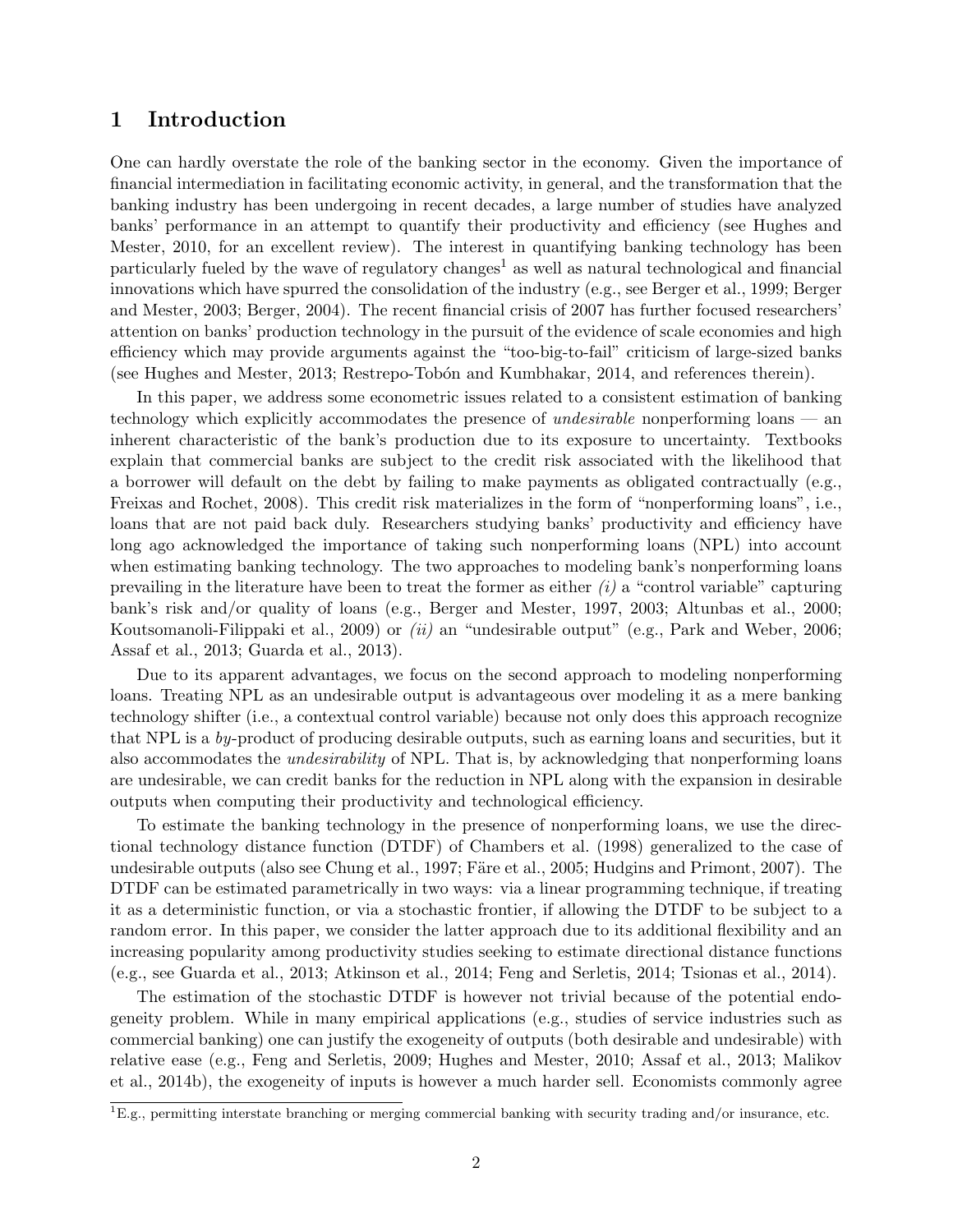# 1 Introduction

One can hardly overstate the role of the banking sector in the economy. Given the importance of financial intermediation in facilitating economic activity, in general, and the transformation that the banking industry has been undergoing in recent decades, a large number of studies have analyzed banks' performance in an attempt to quantify their productivity and efficiency (see Hughes and Mester, 2010, for an excellent review). The interest in quantifying banking technology has been particularly fueled by the wave of regulatory changes[1] as well as natural technological and financial innovations which have spurred the consolidation of the industry (e.g., see Berger et al., 1999; Berger and Mester, 2003; Berger, 2004). The recent financial crisis of 2007 has further focused researchers' attention on banks' production technology in the pursuit of the evidence of scale economies and high efficiency which may provide arguments against the "too-big-to-fail" criticism of large-sized banks (see Hughes and Mester, 2013; Restrepo-Tobón and Kumbhakar, 2014, and references therein).

In this paper, we address some econometric issues related to a consistent estimation of banking technology which explicitly accommodates the presence of *undesirable* nonperforming loans — an inherent characteristic of the bank's production due to its exposure to uncertainty. Textbooks explain that commercial banks are subject to the credit risk associated with the likelihood that a borrower will default on the debt by failing to make payments as obligated contractually (e.g., Freixas and Rochet, 2008). This credit risk materializes in the form of "nonperforming loans", i.e., loans that are not paid back duly. Researchers studying banks' productivity and efficiency have long ago acknowledged the importance of taking such nonperforming loans (NPL) into account when estimating banking technology. The two approaches to modeling bank's nonperforming loans prevailing in the literature have been to treat the former as either *(i)* a "control variable" capturing bank's risk and/or quality of loans (e.g., Berger and Mester, 1997, 2003; Altunbas et al., 2000; Koutsomanoli-Filippaki et al., 2009) or *(ii)* an "undesirable output" (e.g., Park and Weber, 2006; Assaf et al., 2013; Guarda et al., 2013).

Due to its apparent advantages, we focus on the second approach to modeling nonperforming loans. Treating NPL as an undesirable output is advantageous over modeling it as a mere banking technology shifter (i.e., a contextual control variable) because not only does this approach recognize that NPL is a *by*-product of producing desirable outputs, such as earning loans and securities, but it also accommodates the *undesirability* of NPL. That is, by acknowledging that nonperforming loans are undesirable, we can credit banks for the reduction in NPL along with the expansion in desirable outputs when computing their productivity and technological efficiency.

To estimate the banking technology in the presence of nonperforming loans, we use the directional technology distance function (DTDF) of Chambers et al. (1998) generalized to the case of undesirable outputs (also see Chung et al., 1997; Färe et al., 2005; Hudgins and Primont, 2007). The DTDF can be estimated parametrically in two ways: via a linear programming technique, if treating it as a deterministic function, or via a stochastic frontier, if allowing the DTDF to be subject to a random error. In this paper, we consider the latter approach due to its additional flexibility and an increasing popularity among productivity studies seeking to estimate directional distance functions (e.g., see Guarda et al., 2013; Atkinson et al., 2014; Feng and Serletis, 2014; Tsionas et al., 2014).

The estimation of the stochastic DTDF is however not trivial because of the potential endogeneity problem. While in many empirical applications (e.g., studies of service industries such as commercial banking) one can justify the exogeneity of outputs (both desirable and undesirable) with relative ease (e.g., Feng and Serletis, 2009; Hughes and Mester, 2010; Assaf et al., 2013; Malikov et al., 2014b), the exogeneity of inputs is however a much harder sell. Economists commonly agree

[1] E.g., permitting interstate branching or merging commercial banking with security trading and/or insurance, etc.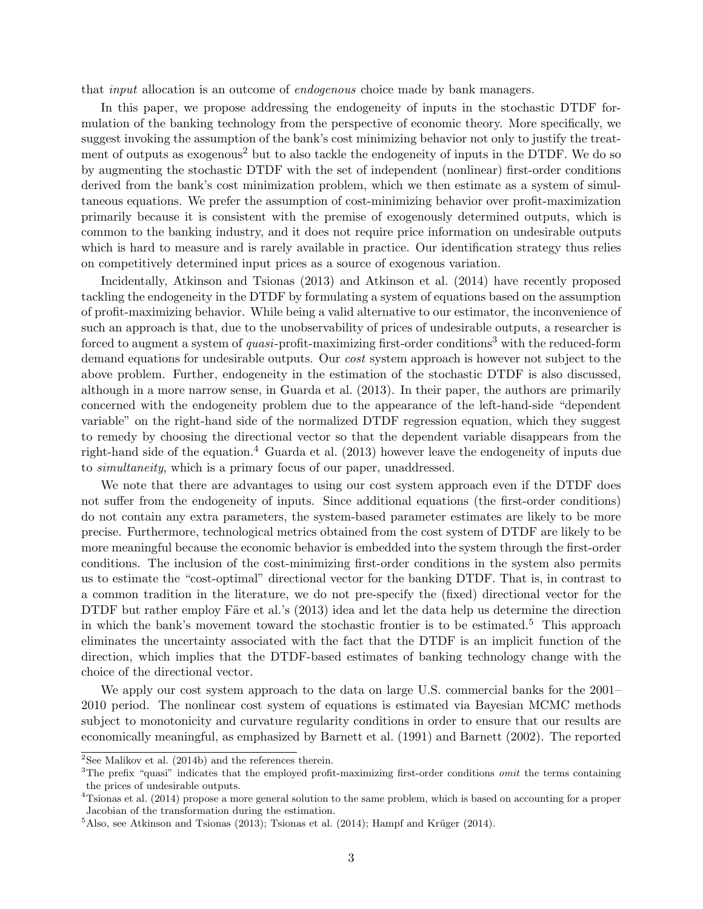that *input* allocation is an outcome of *endogenous* choice made by bank managers.

In this paper, we propose addressing the endogeneity of inputs in the stochastic DTDF formulation of the banking technology from the perspective of economic theory. More specifically, we suggest invoking the assumption of the bank's cost minimizing behavior not only to justify the treatment of outputs as exogenous[2] but to also tackle the endogeneity of inputs in the DTDF. We do so by augmenting the stochastic DTDF with the set of independent (nonlinear) first-order conditions derived from the bank's cost minimization problem, which we then estimate as a system of simultaneous equations. We prefer the assumption of cost-minimizing behavior over profit-maximization primarily because it is consistent with the premise of exogenously determined outputs, which is common to the banking industry, and it does not require price information on undesirable outputs which is hard to measure and is rarely available in practice. Our identification strategy thus relies on competitively determined input prices as a source of exogenous variation.

Incidentally, Atkinson and Tsionas (2013) and Atkinson et al. (2014) have recently proposed tackling the endogeneity in the DTDF by formulating a system of equations based on the assumption of profit-maximizing behavior. While being a valid alternative to our estimator, the inconvenience of such an approach is that, due to the unobservability of prices of undesirable outputs, a researcher is forced to augment a system of *quasi*-profit-maximizing first-order conditions[3] with the reduced-form demand equations for undesirable outputs. Our *cost* system approach is however not subject to the above problem. Further, endogeneity in the estimation of the stochastic DTDF is also discussed, although in a more narrow sense, in Guarda et al. (2013). In their paper, the authors are primarily concerned with the endogeneity problem due to the appearance of the left-hand-side "dependent variable" on the right-hand side of the normalized DTDF regression equation, which they suggest to remedy by choosing the directional vector so that the dependent variable disappears from the right-hand side of the equation.[4] Guarda et al. (2013) however leave the endogeneity of inputs due to *simultaneity*, which is a primary focus of our paper, unaddressed.

We note that there are advantages to using our cost system approach even if the DTDF does not suffer from the endogeneity of inputs. Since additional equations (the first-order conditions) do not contain any extra parameters, the system-based parameter estimates are likely to be more precise. Furthermore, technological metrics obtained from the cost system of DTDF are likely to be more meaningful because the economic behavior is embedded into the system through the first-order conditions. The inclusion of the cost-minimizing first-order conditions in the system also permits us to estimate the "cost-optimal" directional vector for the banking DTDF. That is, in contrast to a common tradition in the literature, we do not pre-specify the (fixed) directional vector for the DTDF but rather employ Färe et al.'s (2013) idea and let the data help us determine the direction in which the bank's movement toward the stochastic frontier is to be estimated.[5] This approach eliminates the uncertainty associated with the fact that the DTDF is an implicit function of the direction, which implies that the DTDF-based estimates of banking technology change with the choice of the directional vector.

We apply our cost system approach to the data on large U.S. commercial banks for the 2001–2010 period. The nonlinear cost system of equations is estimated via Bayesian MCMC methods subject to monotonicity and curvature regularity conditions in order to ensure that our results are economically meaningful, as emphasized by Barnett et al. (1991) and Barnett (2002). The reported

[2]See Malikov et al. (2014b) and the references therein.

[3]The prefix "quasi" indicates that the employed profit-maximizing first-order conditions *omit* the terms containing the prices of undesirable outputs.

[4]Tsionas et al. (2014) propose a more general solution to the same problem, which is based on accounting for a proper Jacobian of the transformation during the estimation.

[5]Also, see Atkinson and Tsionas (2013); Tsionas et al. (2014); Hampf and Krüger (2014).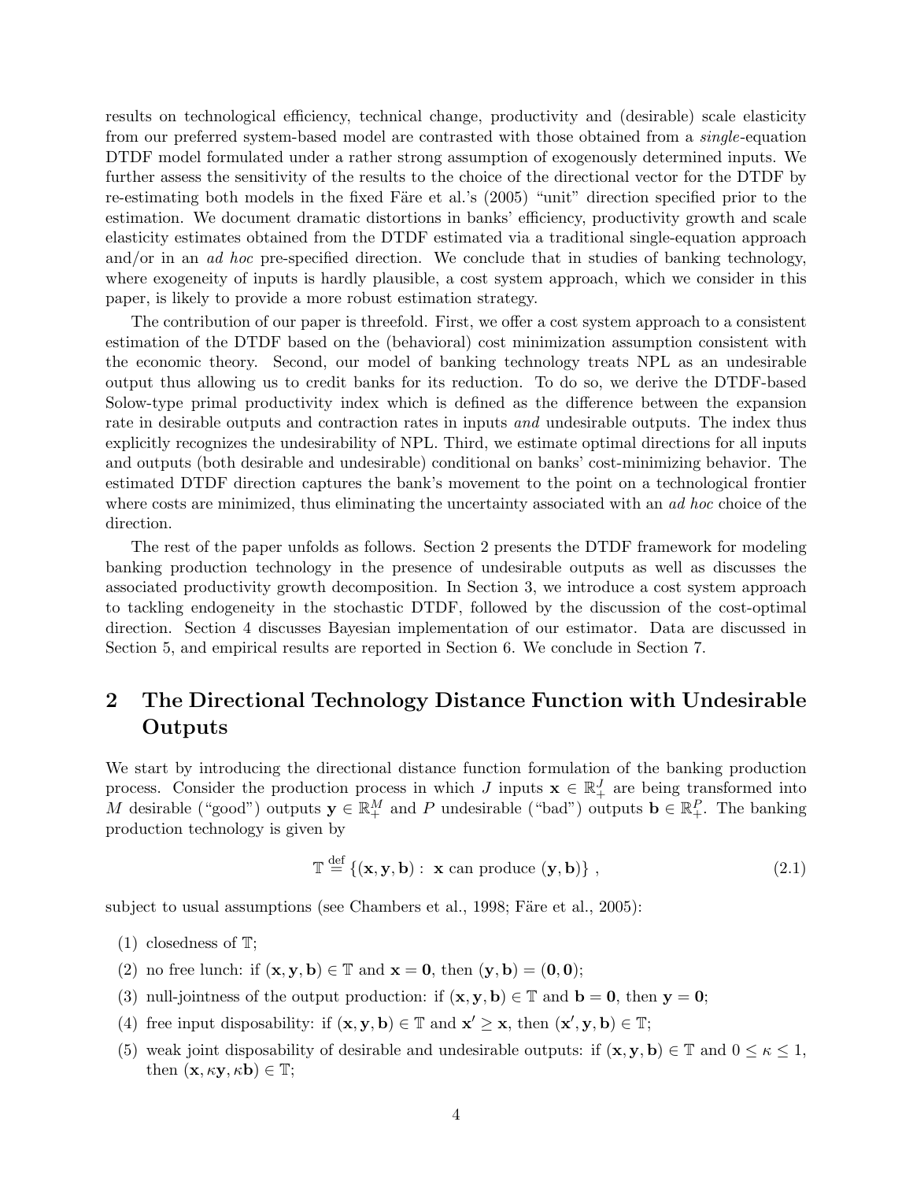results on technological efficiency, technical change, productivity and (desirable) scale elasticity from our preferred system-based model are contrasted with those obtained from a *single*-equation DTDF model formulated under a rather strong assumption of exogenously determined inputs. We further assess the sensitivity of the results to the choice of the directional vector for the DTDF by re-estimating both models in the fixed Färe et al.'s (2005) "unit" direction specified prior to the estimation. We document dramatic distortions in banks' efficiency, productivity growth and scale elasticity estimates obtained from the DTDF estimated via a traditional single-equation approach and/or in an *ad hoc* pre-specified direction. We conclude that in studies of banking technology, where exogeneity of inputs is hardly plausible, a cost system approach, which we consider in this paper, is likely to provide a more robust estimation strategy.

The contribution of our paper is threefold. First, we offer a cost system approach to a consistent estimation of the DTDF based on the (behavioral) cost minimization assumption consistent with the economic theory. Second, our model of banking technology treats NPL as an undesirable output thus allowing us to credit banks for its reduction. To do so, we derive the DTDF-based Solow-type primal productivity index which is defined as the difference between the expansion rate in desirable outputs and contraction rates in inputs *and* undesirable outputs. The index thus explicitly recognizes the undesirability of NPL. Third, we estimate optimal directions for all inputs and outputs (both desirable and undesirable) conditional on banks' cost-minimizing behavior. The estimated DTDF direction captures the bank's movement to the point on a technological frontier where costs are minimized, thus eliminating the uncertainty associated with an *ad hoc* choice of the direction.

The rest of the paper unfolds as follows. Section 2 presents the DTDF framework for modeling banking production technology in the presence of undesirable outputs as well as discusses the associated productivity growth decomposition. In Section 3, we introduce a cost system approach to tackling endogeneity in the stochastic DTDF, followed by the discussion of the cost-optimal direction. Section 4 discusses Bayesian implementation of our estimator. Data are discussed in Section 5, and empirical results are reported in Section 6. We conclude in Section 7.

## 2 The Directional Technology Distance Function with Undesirable Outputs

We start by introducing the directional distance function formulation of the banking production process. Consider the production process in which $J$ inputs $\mathbf{x} \in \mathbb{R}_+^J$ are being transformed into $M$ desirable ("good") outputs $\mathbf{y} \in \mathbb{R}_+^M$ and $P$ undesirable ("bad") outputs $\mathbf{b} \in \mathbb{R}_+^P$. The banking production technology is given by

$$\mathbb{T} \overset{\text{def}}{=} \{(\mathbf{x}, \mathbf{y}, \mathbf{b}) : \ \mathbf{x} \text{ can produce } (\mathbf{y}, \mathbf{b})\} , \tag{2.1}$$

subject to usual assumptions (see Chambers et al., 1998; Färe et al., 2005):

(1) closedness of $\mathbb{T}$;

(2) no free lunch: if $(\mathbf{x}, \mathbf{y}, \mathbf{b}) \in \mathbb{T}$ and $\mathbf{x} = \mathbf{0}$, then $(\mathbf{y}, \mathbf{b}) = (\mathbf{0}, \mathbf{0})$;

(3) null-jointness of the output production: if $(\mathbf{x}, \mathbf{y}, \mathbf{b}) \in \mathbb{T}$ and $\mathbf{b} = \mathbf{0}$, then $\mathbf{y} = \mathbf{0}$;

(4) free input disposability: if $(\mathbf{x}, \mathbf{y}, \mathbf{b}) \in \mathbb{T}$ and $\mathbf{x}' \geq \mathbf{x}$, then $(\mathbf{x}', \mathbf{y}, \mathbf{b}) \in \mathbb{T}$;

(5) weak joint disposability of desirable and undesirable outputs: if $(\mathbf{x}, \mathbf{y}, \mathbf{b}) \in \mathbb{T}$ and $0 \leq \kappa \leq 1$, then $(\mathbf{x}, \kappa\mathbf{y}, \kappa\mathbf{b}) \in \mathbb{T}$;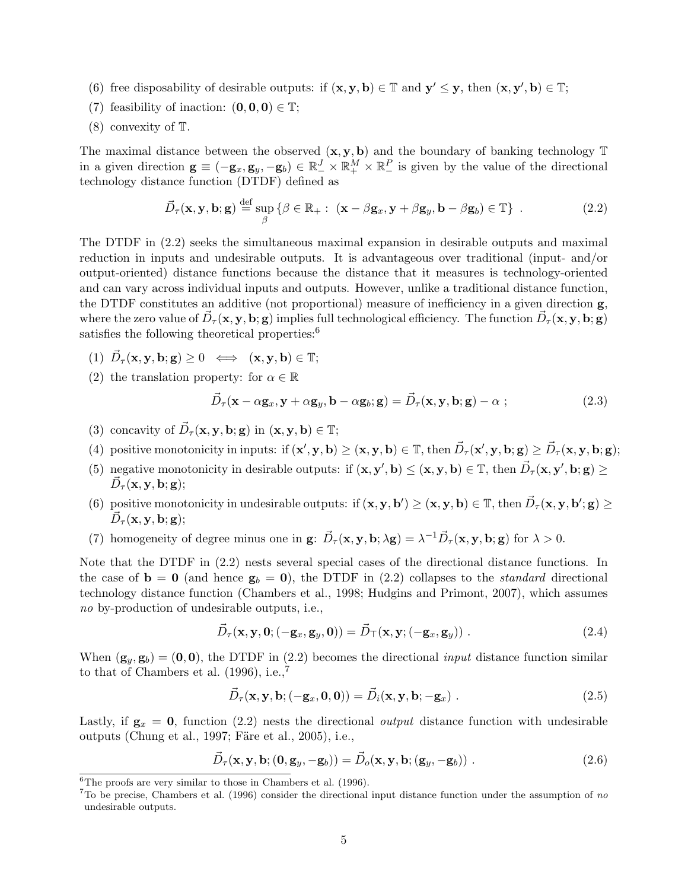(6) free disposability of desirable outputs: if $(\mathbf{x}, \mathbf{y}, \mathbf{b}) \in \mathbb{T}$ and $\mathbf{y}' \leq \mathbf{y}$, then $(\mathbf{x}, \mathbf{y}', \mathbf{b}) \in \mathbb{T}$;

(7) feasibility of inaction: $(\mathbf{0}, \mathbf{0}, \mathbf{0}) \in \mathbb{T}$;

(8) convexity of $\mathbb{T}$.

The maximal distance between the observed $(\mathbf{x}, \mathbf{y}, \mathbf{b})$ and the boundary of banking technology $\mathbb{T}$ in a given direction $\mathbf{g} \equiv (-\mathbf{g}_x, \mathbf{g}_y, -\mathbf{g}_b) \in \mathbb{R}^J_- \times \mathbb{R}^M_+ \times \mathbb{R}^P_-$ is given by the value of the directional technology distance function (DTDF) defined as

$$\vec{D}_\tau(\mathbf{x}, \mathbf{y}, \mathbf{b}; \mathbf{g}) \overset{\text{def}}{=} \sup_\beta \{\beta \in \mathbb{R}_+ : \ (\mathbf{x} - \beta\mathbf{g}_x, \mathbf{y} + \beta\mathbf{g}_y, \mathbf{b} - \beta\mathbf{g}_b) \in \mathbb{T}\} \ . \tag{2.2}$$

The DTDF in (2.2) seeks the simultaneous maximal expansion in desirable outputs and maximal reduction in inputs and undesirable outputs. It is advantageous over traditional (input- and/or output-oriented) distance functions because the distance that it measures is technology-oriented and can vary across individual inputs and outputs. However, unlike a traditional distance function, the DTDF constitutes an additive (not proportional) measure of inefficiency in a given direction $\mathbf{g}$, where the zero value of $\vec{D}_\tau(\mathbf{x}, \mathbf{y}, \mathbf{b}; \mathbf{g})$ implies full technological efficiency. The function $\vec{D}_\tau(\mathbf{x}, \mathbf{y}, \mathbf{b}; \mathbf{g})$ satisfies the following theoretical properties:[6]

(1) $\vec{D}_\tau(\mathbf{x}, \mathbf{y}, \mathbf{b}; \mathbf{g}) \geq 0 \iff (\mathbf{x}, \mathbf{y}, \mathbf{b}) \in \mathbb{T}$;

(2) the translation property: for $\alpha \in \mathbb{R}$

$$\vec{D}_\tau(\mathbf{x} - \alpha\mathbf{g}_x, \mathbf{y} + \alpha\mathbf{g}_y, \mathbf{b} - \alpha\mathbf{g}_b; \mathbf{g}) = \vec{D}_\tau(\mathbf{x}, \mathbf{y}, \mathbf{b}; \mathbf{g}) - \alpha \ ; \tag{2.3}$$

(3) concavity of $\vec{D}_\tau(\mathbf{x}, \mathbf{y}, \mathbf{b}; \mathbf{g})$ in $(\mathbf{x}, \mathbf{y}, \mathbf{b}) \in \mathbb{T}$;

(4) positive monotonicity in inputs: if $(\mathbf{x}', \mathbf{y}, \mathbf{b}) \geq (\mathbf{x}, \mathbf{y}, \mathbf{b}) \in \mathbb{T}$, then $\vec{D}_\tau(\mathbf{x}', \mathbf{y}, \mathbf{b}; \mathbf{g}) \geq \vec{D}_\tau(\mathbf{x}, \mathbf{y}, \mathbf{b}; \mathbf{g})$;

(5) negative monotonicity in desirable outputs: if $(\mathbf{x}, \mathbf{y}', \mathbf{b}) \leq (\mathbf{x}, \mathbf{y}, \mathbf{b}) \in \mathbb{T}$, then $\vec{D}_\tau(\mathbf{x}, \mathbf{y}', \mathbf{b}; \mathbf{g}) \geq \vec{D}_\tau(\mathbf{x}, \mathbf{y}, \mathbf{b}; \mathbf{g})$;

(6) positive monotonicity in undesirable outputs: if $(\mathbf{x}, \mathbf{y}, \mathbf{b}') \geq (\mathbf{x}, \mathbf{y}, \mathbf{b}) \in \mathbb{T}$, then $\vec{D}_\tau(\mathbf{x}, \mathbf{y}, \mathbf{b}'; \mathbf{g}) \geq \vec{D}_\tau(\mathbf{x}, \mathbf{y}, \mathbf{b}; \mathbf{g})$;

(7) homogeneity of degree minus one in $\mathbf{g}$: $\vec{D}_\tau(\mathbf{x}, \mathbf{y}, \mathbf{b}; \lambda\mathbf{g}) = \lambda^{-1}\vec{D}_\tau(\mathbf{x}, \mathbf{y}, \mathbf{b}; \mathbf{g})$ for $\lambda > 0$.

Note that the DTDF in (2.2) nests several special cases of the directional distance functions. In the case of $\mathbf{b} = \mathbf{0}$ (and hence $\mathbf{g}_b = \mathbf{0}$), the DTDF in (2.2) collapses to the *standard* directional technology distance function (Chambers et al., 1998; Hudgins and Primont, 2007), which assumes *no* by-production of undesirable outputs, i.e.,

$$\vec{D}_\tau(\mathbf{x}, \mathbf{y}, \mathbf{0}; (-\mathbf{g}_x, \mathbf{g}_y, \mathbf{0})) = \vec{D}_\top(\mathbf{x}, \mathbf{y}; (-\mathbf{g}_x, \mathbf{g}_y)) \ . \tag{2.4}$$

When $(\mathbf{g}_y, \mathbf{g}_b) = (\mathbf{0}, \mathbf{0})$, the DTDF in (2.2) becomes the directional *input* distance function similar to that of Chambers et al. (1996), i.e.,[7]

$$\vec{D}_\tau(\mathbf{x}, \mathbf{y}, \mathbf{b}; (-\mathbf{g}_x, \mathbf{0}, \mathbf{0})) = \vec{D}_i(\mathbf{x}, \mathbf{y}, \mathbf{b}; -\mathbf{g}_x) \ . \tag{2.5}$$

Lastly, if $\mathbf{g}_x = \mathbf{0}$, function (2.2) nests the directional *output* distance function with undesirable outputs (Chung et al., 1997; Färe et al., 2005), i.e.,

$$\vec{D}_\tau(\mathbf{x}, \mathbf{y}, \mathbf{b}; (\mathbf{0}, \mathbf{g}_y, -\mathbf{g}_b)) = \vec{D}_o(\mathbf{x}, \mathbf{y}, \mathbf{b}; (\mathbf{g}_y, -\mathbf{g}_b)) \ . \tag{2.6}$$

---

[6] The proofs are very similar to those in Chambers et al. (1996).

[7] To be precise, Chambers et al. (1996) consider the directional input distance function under the assumption of *no* undesirable outputs.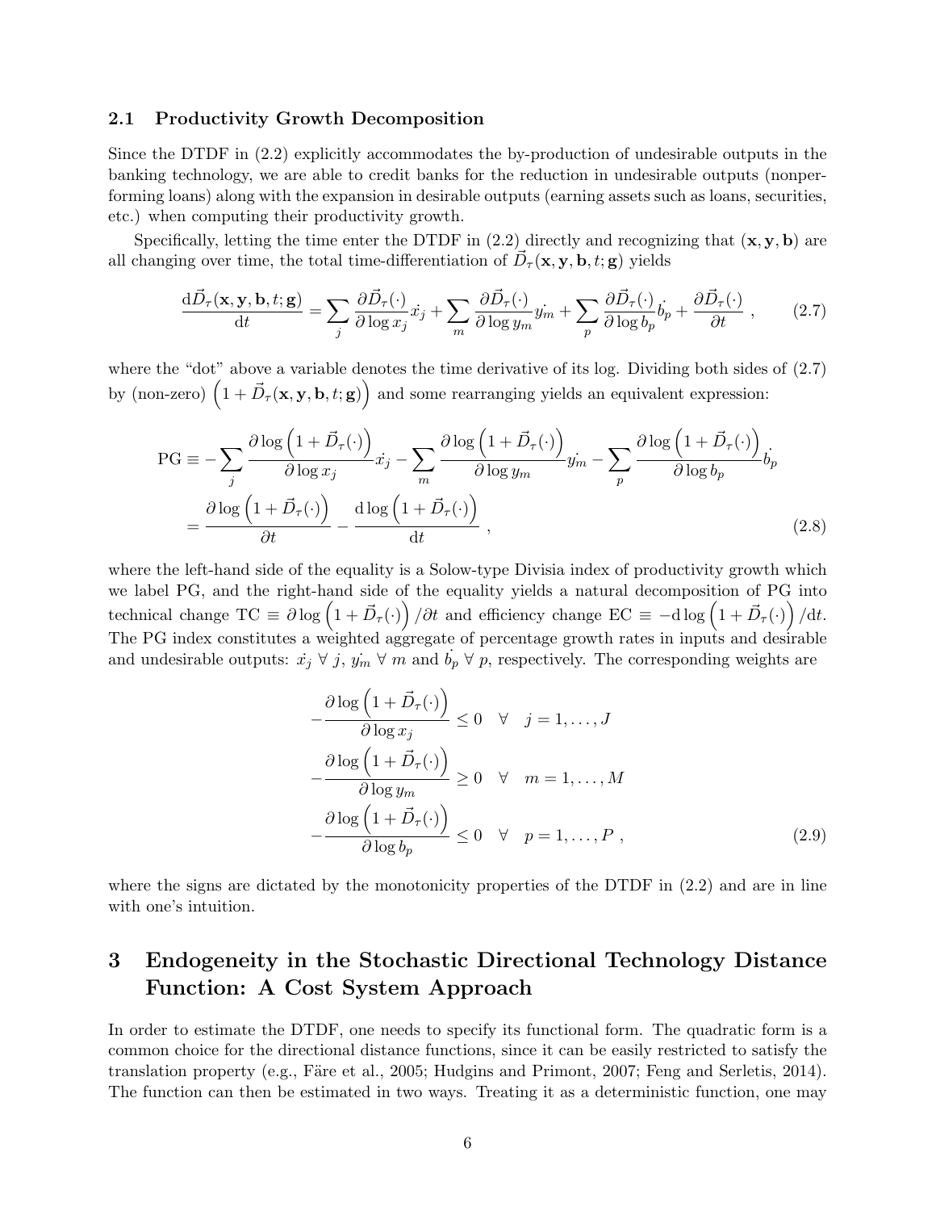### 2.1 Productivity Growth Decomposition

Since the DTDF in (2.2) explicitly accommodates the by-production of undesirable outputs in the banking technology, we are able to credit banks for the reduction in undesirable outputs (nonperforming loans) along with the expansion in desirable outputs (earning assets such as loans, securities, etc.) when computing their productivity growth.

Specifically, letting the time enter the DTDF in (2.2) directly and recognizing that $(\mathbf{x}, \mathbf{y}, \mathbf{b})$ are all changing over time, the total time-differentiation of $\vec{D}_\tau(\mathbf{x}, \mathbf{y}, \mathbf{b}, t; \mathbf{g})$ yields

$$\frac{\mathrm{d}\vec{D}_\tau(\mathbf{x}, \mathbf{y}, \mathbf{b}, t; \mathbf{g})}{\mathrm{d}t} = \sum_j \frac{\partial \vec{D}_\tau(\cdot)}{\partial \log x_j} \dot{x_j} + \sum_m \frac{\partial \vec{D}_\tau(\cdot)}{\partial \log y_m} \dot{y_m} + \sum_p \frac{\partial \vec{D}_\tau(\cdot)}{\partial \log b_p} \dot{b_p} + \frac{\partial \vec{D}_\tau(\cdot)}{\partial t} \,, \tag{2.7}$$

where the "dot" above a variable denotes the time derivative of its log. Dividing both sides of (2.7) by (non-zero) $\left(1 + \vec{D}_\tau(\mathbf{x}, \mathbf{y}, \mathbf{b}, t; \mathbf{g})\right)$ and some rearranging yields an equivalent expression:

$$\begin{aligned}
\mathrm{PG} &\equiv -\sum_j \frac{\partial \log\left(1 + \vec{D}_\tau(\cdot)\right)}{\partial \log x_j} \dot{x_j} - \sum_m \frac{\partial \log\left(1 + \vec{D}_\tau(\cdot)\right)}{\partial \log y_m} \dot{y_m} - \sum_p \frac{\partial \log\left(1 + \vec{D}_\tau(\cdot)\right)}{\partial \log b_p} \dot{b_p} \\
&= \frac{\partial \log\left(1 + \vec{D}_\tau(\cdot)\right)}{\partial t} - \frac{\mathrm{d} \log\left(1 + \vec{D}_\tau(\cdot)\right)}{\mathrm{d}t} \,,
\end{aligned} \tag{2.8}$$

where the left-hand side of the equality is a Solow-type Divisia index of productivity growth which we label PG, and the right-hand side of the equality yields a natural decomposition of PG into technical change $\mathrm{TC} \equiv \partial \log\left(1 + \vec{D}_\tau(\cdot)\right)/\partial t$ and efficiency change $\mathrm{EC} \equiv -\mathrm{d}\log\left(1 + \vec{D}_\tau(\cdot)\right)/\mathrm{d}t$. The PG index constitutes a weighted aggregate of percentage growth rates in inputs and desirable and undesirable outputs: $\dot{x_j}\ \forall\ j$, $\dot{y_m}\ \forall\ m$ and $\dot{b_p}\ \forall\ p$, respectively. The corresponding weights are

$$\begin{aligned}
-\frac{\partial \log\left(1 + \vec{D}_\tau(\cdot)\right)}{\partial \log x_j} &\leq 0 \quad \forall \quad j = 1, \ldots, J \\
-\frac{\partial \log\left(1 + \vec{D}_\tau(\cdot)\right)}{\partial \log y_m} &\geq 0 \quad \forall \quad m = 1, \ldots, M \\
-\frac{\partial \log\left(1 + \vec{D}_\tau(\cdot)\right)}{\partial \log b_p} &\leq 0 \quad \forall \quad p = 1, \ldots, P \,,
\end{aligned} \tag{2.9}$$

where the signs are dictated by the monotonicity properties of the DTDF in (2.2) and are in line with one's intuition.

## 3 Endogeneity in the Stochastic Directional Technology Distance Function: A Cost System Approach

In order to estimate the DTDF, one needs to specify its functional form. The quadratic form is a common choice for the directional distance functions, since it can be easily restricted to satisfy the translation property (e.g., Färe et al., 2005; Hudgins and Primont, 2007; Feng and Serletis, 2014). The function can then be estimated in two ways. Treating it as a deterministic function, one may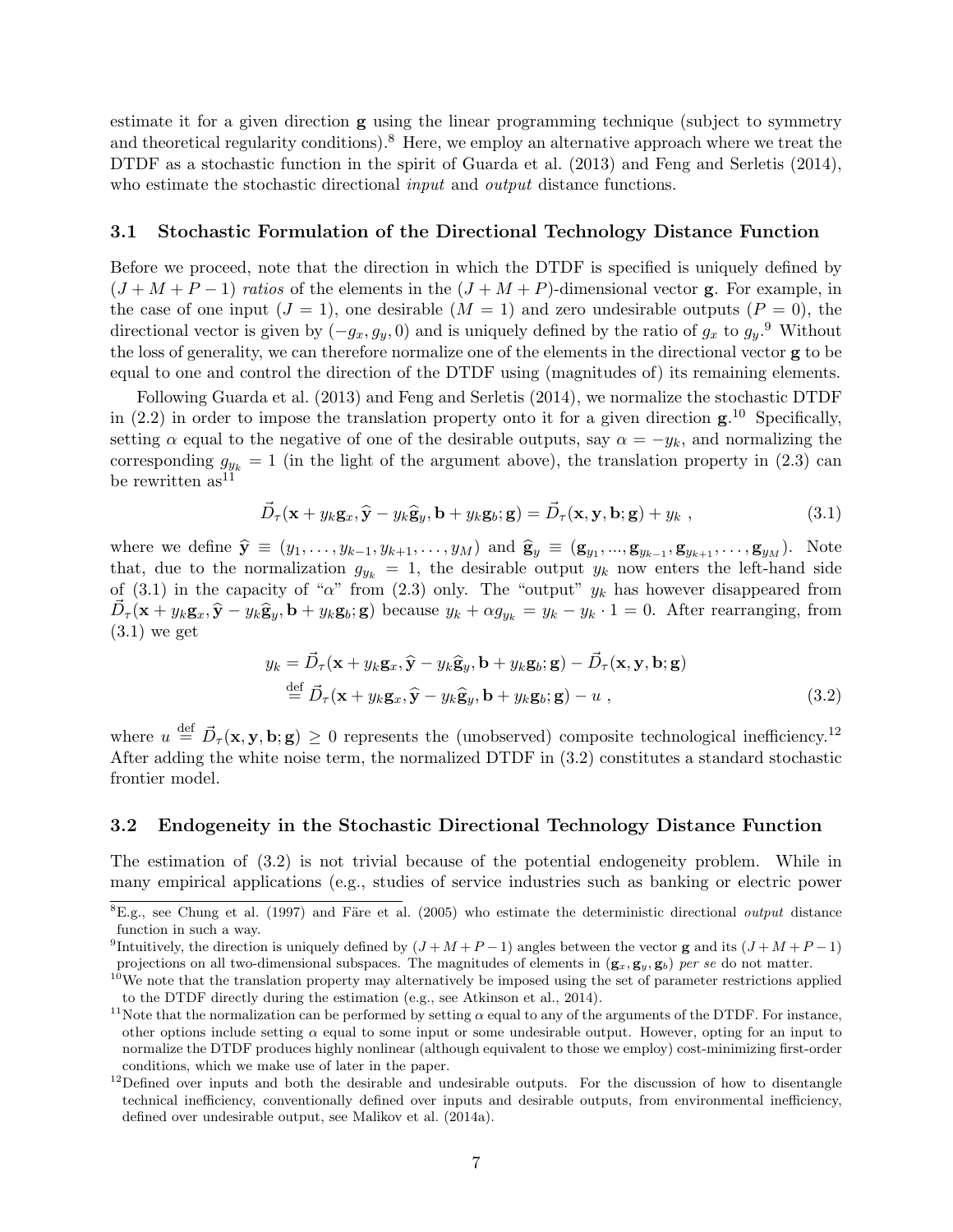estimate it for a given direction $\mathbf{g}$ using the linear programming technique (subject to symmetry and theoretical regularity conditions).[8] Here, we employ an alternative approach where we treat the DTDF as a stochastic function in the spirit of Guarda et al. (2013) and Feng and Serletis (2014), who estimate the stochastic directional *input* and *output* distance functions.

### 3.1 Stochastic Formulation of the Directional Technology Distance Function

Before we proceed, note that the direction in which the DTDF is specified is uniquely defined by $(J+M+P-1)$ *ratios* of the elements in the $(J+M+P)$-dimensional vector $\mathbf{g}$. For example, in the case of one input ($J=1$), one desirable ($M=1$) and zero undesirable outputs ($P=0$), the directional vector is given by $(-g_x, g_y, 0)$ and is uniquely defined by the ratio of $g_x$ to $g_y$.[9] Without the loss of generality, we can therefore normalize one of the elements in the directional vector $\mathbf{g}$ to be equal to one and control the direction of the DTDF using (magnitudes of) its remaining elements.

Following Guarda et al. (2013) and Feng and Serletis (2014), we normalize the stochastic DTDF in (2.2) in order to impose the translation property onto it for a given direction $\mathbf{g}$.[10] Specifically, setting $\alpha$ equal to the negative of one of the desirable outputs, say $\alpha = -y_k$, and normalizing the corresponding $g_{y_k} = 1$ (in the light of the argument above), the translation property in (2.3) can be rewritten as[11]

$$\vec{D}_\tau(\mathbf{x} + y_k\mathbf{g}_x, \widehat{\mathbf{y}} - y_k\widehat{\mathbf{g}}_y, \mathbf{b} + y_k\mathbf{g}_b; \mathbf{g}) = \vec{D}_\tau(\mathbf{x}, \mathbf{y}, \mathbf{b}; \mathbf{g}) + y_k \ , \tag{3.1}$$

where we define $\widehat{\mathbf{y}} \equiv (y_1, \ldots, y_{k-1}, y_{k+1}, \ldots, y_M)$ and $\widehat{\mathbf{g}}_y \equiv (\mathbf{g}_{y_1}, ..., \mathbf{g}_{y_{k-1}}, \mathbf{g}_{y_{k+1}}, \ldots, \mathbf{g}_{y_M})$. Note that, due to the normalization $g_{y_k} = 1$, the desirable output $y_k$ now enters the left-hand side of (3.1) in the capacity of "$\alpha$" from (2.3) only. The "output" $y_k$ has however disappeared from $\vec{D}_\tau(\mathbf{x} + y_k\mathbf{g}_x, \widehat{\mathbf{y}} - y_k\widehat{\mathbf{g}}_y, \mathbf{b} + y_k\mathbf{g}_b; \mathbf{g})$ because $y_k + \alpha g_{y_k} = y_k - y_k \cdot 1 = 0$. After rearranging, from (3.1) we get

$$\begin{aligned} y_k &= \vec{D}_\tau(\mathbf{x} + y_k\mathbf{g}_x, \widehat{\mathbf{y}} - y_k\widehat{\mathbf{g}}_y, \mathbf{b} + y_k\mathbf{g}_b; \mathbf{g}) - \vec{D}_\tau(\mathbf{x}, \mathbf{y}, \mathbf{b}; \mathbf{g}) \\ &\stackrel{\text{def}}{=} \vec{D}_\tau(\mathbf{x} + y_k\mathbf{g}_x, \widehat{\mathbf{y}} - y_k\widehat{\mathbf{g}}_y, \mathbf{b} + y_k\mathbf{g}_b; \mathbf{g}) - u \ , \end{aligned} \tag{3.2}$$

where $u \stackrel{\text{def}}{=} \vec{D}_\tau(\mathbf{x}, \mathbf{y}, \mathbf{b}; \mathbf{g}) \geq 0$ represents the (unobserved) composite technological inefficiency.[12] After adding the white noise term, the normalized DTDF in (3.2) constitutes a standard stochastic frontier model.

### 3.2 Endogeneity in the Stochastic Directional Technology Distance Function

The estimation of (3.2) is not trivial because of the potential endogeneity problem. While in many empirical applications (e.g., studies of service industries such as banking or electric power

---

[8] E.g., see Chung et al. (1997) and Färe et al. (2005) who estimate the deterministic directional *output* distance function in such a way.

[9] Intuitively, the direction is uniquely defined by $(J+M+P-1)$ angles between the vector $\mathbf{g}$ and its $(J+M+P-1)$ projections on all two-dimensional subspaces. The magnitudes of elements in $(\mathbf{g}_x, \mathbf{g}_y, \mathbf{g}_b)$ *per se* do not matter.

[10] We note that the translation property may alternatively be imposed using the set of parameter restrictions applied to the DTDF directly during the estimation (e.g., see Atkinson et al., 2014).

[11] Note that the normalization can be performed by setting $\alpha$ equal to any of the arguments of the DTDF. For instance, other options include setting $\alpha$ equal to some input or some undesirable output. However, opting for an input to normalize the DTDF produces highly nonlinear (although equivalent to those we employ) cost-minimizing first-order conditions, which we make use of later in the paper.

[12] Defined over inputs and both the desirable and undesirable outputs. For the discussion of how to disentangle technical inefficiency, conventionally defined over inputs and desirable outputs, from environmental inefficiency, defined over undesirable output, see Malikov et al. (2014a).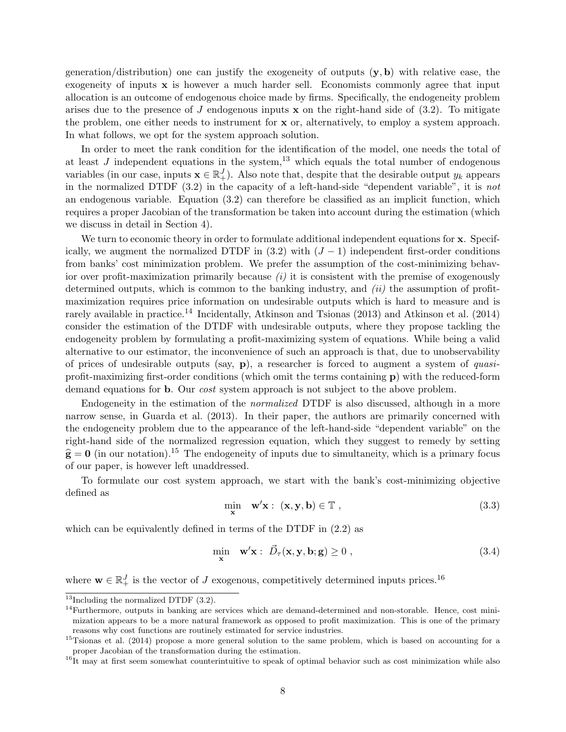generation/distribution) one can justify the exogeneity of outputs $(\mathbf{y}, \mathbf{b})$ with relative ease, the exogeneity of inputs $\mathbf{x}$ is however a much harder sell. Economists commonly agree that input allocation is an outcome of endogenous choice made by firms. Specifically, the endogeneity problem arises due to the presence of $J$ endogenous inputs $\mathbf{x}$ on the right-hand side of (3.2). To mitigate the problem, one either needs to instrument for $\mathbf{x}$ or, alternatively, to employ a system approach. In what follows, we opt for the system approach solution.

In order to meet the rank condition for the identification of the model, one needs the total of at least $J$ independent equations in the system,[13] which equals the total number of endogenous variables (in our case, inputs $\mathbf{x} \in \mathbb{R}^J_+$). Also note that, despite that the desirable output $y_k$ appears in the normalized DTDF (3.2) in the capacity of a left-hand-side "dependent variable", it is *not* an endogenous variable. Equation (3.2) can therefore be classified as an implicit function, which requires a proper Jacobian of the transformation be taken into account during the estimation (which we discuss in detail in Section 4).

We turn to economic theory in order to formulate additional independent equations for $\mathbf{x}$. Specifically, we augment the normalized DTDF in (3.2) with $(J-1)$ independent first-order conditions from banks' cost minimization problem. We prefer the assumption of the cost-minimizing behavior over profit-maximization primarily because *(i)* it is consistent with the premise of exogenously determined outputs, which is common to the banking industry, and *(ii)* the assumption of profit-maximization requires price information on undesirable outputs which is hard to measure and is rarely available in practice.[14] Incidentally, Atkinson and Tsionas (2013) and Atkinson et al. (2014) consider the estimation of the DTDF with undesirable outputs, where they propose tackling the endogeneity problem by formulating a profit-maximizing system of equations. While being a valid alternative to our estimator, the inconvenience of such an approach is that, due to unobservability of prices of undesirable outputs (say, $\mathbf{p}$), a researcher is forced to augment a system of *quasi*-profit-maximizing first-order conditions (which omit the terms containing $\mathbf{p}$) with the reduced-form demand equations for $\mathbf{b}$. Our *cost* system approach is not subject to the above problem.

Endogeneity in the estimation of the *normalized* DTDF is also discussed, although in a more narrow sense, in Guarda et al. (2013). In their paper, the authors are primarily concerned with the endogeneity problem due to the appearance of the left-hand-side "dependent variable" on the right-hand side of the normalized regression equation, which they suggest to remedy by setting $\widehat{\mathbf{g}} = \mathbf{0}$ (in our notation).[15] The endogeneity of inputs due to simultaneity, which is a primary focus of our paper, is however left unaddressed.

To formulate our cost system approach, we start with the bank's cost-minimizing objective defined as

$$\min_{\mathbf{x}} \quad \mathbf{w}'\mathbf{x} : \ (\mathbf{x}, \mathbf{y}, \mathbf{b}) \in \mathbb{T} \ , \tag{3.3}$$

which can be equivalently defined in terms of the DTDF in (2.2) as

$$\min_{\mathbf{x}} \quad \mathbf{w}'\mathbf{x} : \ \vec{D}_\tau(\mathbf{x}, \mathbf{y}, \mathbf{b}; \mathbf{g}) \geq 0 \ , \tag{3.4}$$

where $\mathbf{w} \in \mathbb{R}^J_+$ is the vector of $J$ exogenous, competitively determined inputs prices.[16]

[13] Including the normalized DTDF (3.2).

[14] Furthermore, outputs in banking are services which are demand-determined and non-storable. Hence, cost minimization appears to be a more natural framework as opposed to profit maximization. This is one of the primary reasons why cost functions are routinely estimated for service industries.

[15] Tsionas et al. (2014) propose a more general solution to the same problem, which is based on accounting for a proper Jacobian of the transformation during the estimation.

[16] It may at first seem somewhat counterintuitive to speak of optimal behavior such as cost minimization while also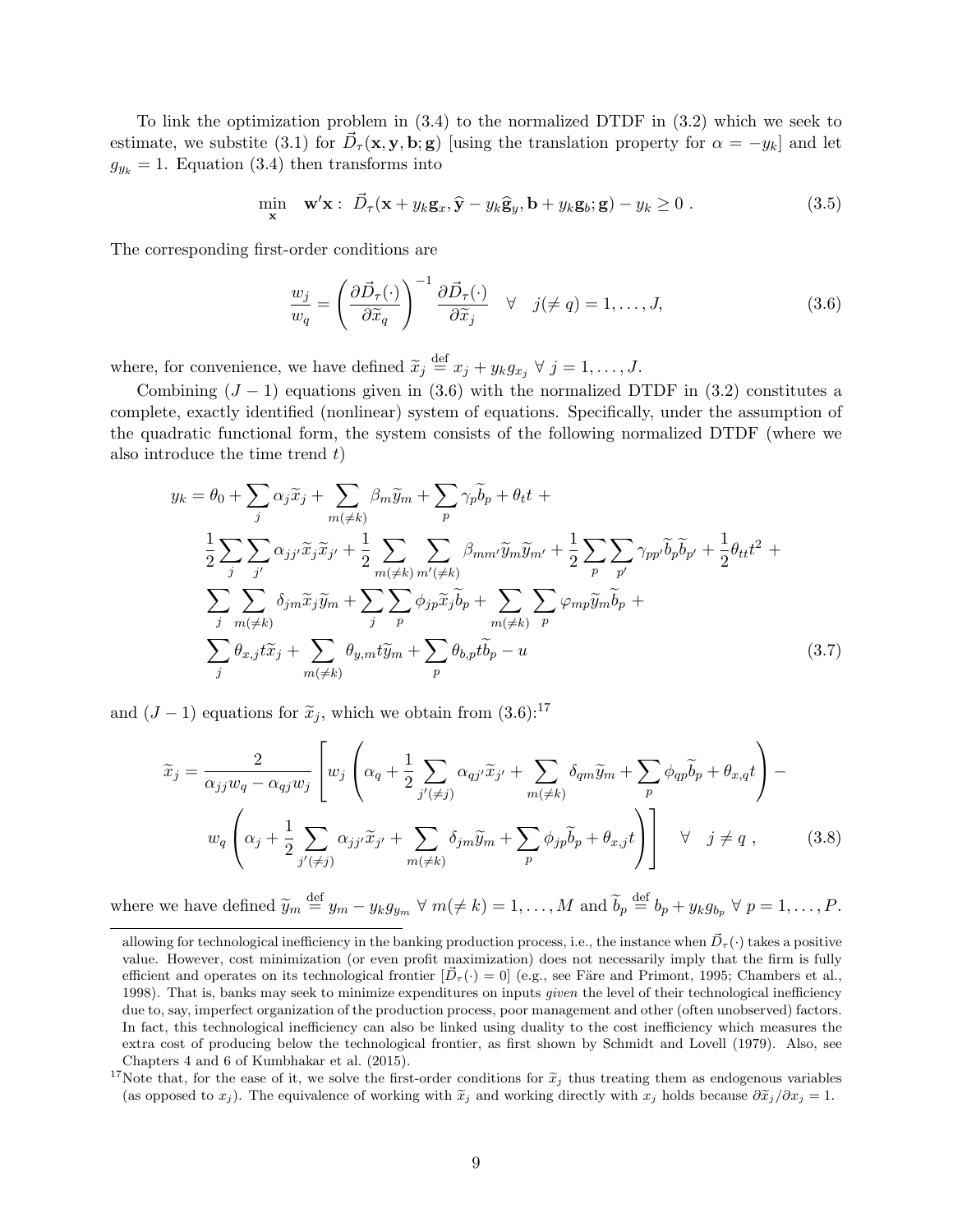To link the optimization problem in (3.4) to the normalized DTDF in (3.2) which we seek to estimate, we substite (3.1) for $\vec{D}_\tau(\mathbf{x}, \mathbf{y}, \mathbf{b}; \mathbf{g})$ [using the translation property for $\alpha = -y_k$] and let $g_{y_k} = 1$. Equation (3.4) then transforms into

$$\min_{\mathbf{x}} \quad \mathbf{w}'\mathbf{x} : \ \vec{D}_\tau(\mathbf{x} + y_k \mathbf{g}_x, \widehat{\mathbf{y}} - y_k \widehat{\mathbf{g}}_y, \mathbf{b} + y_k \mathbf{g}_b; \mathbf{g}) - y_k \geq 0 \ . \tag{3.5}$$

The corresponding first-order conditions are

$$\frac{w_j}{w_q} = \left( \frac{\partial \vec{D}_\tau(\cdot)}{\partial \widetilde{x}_q} \right)^{-1} \frac{\partial \vec{D}_\tau(\cdot)}{\partial \widetilde{x}_j} \quad \forall \quad j(\neq q) = 1, \ldots, J, \tag{3.6}$$

where, for convenience, we have defined $\widetilde{x}_j \stackrel{\text{def}}{=} x_j + y_k g_{x_j} \ \forall \ j = 1, \ldots, J$.

Combining $(J-1)$ equations given in (3.6) with the normalized DTDF in (3.2) constitutes a complete, exactly identified (nonlinear) system of equations. Specifically, under the assumption of the quadratic functional form, the system consists of the following normalized DTDF (where we also introduce the time trend $t$)

$$\begin{aligned}
y_k = \ & \theta_0 + \sum_j \alpha_j \widetilde{x}_j + \sum_{m(\neq k)} \beta_m \widetilde{y}_m + \sum_p \gamma_p \widetilde{b}_p + \theta_t t \ + \\
& \frac{1}{2} \sum_j \sum_{j'} \alpha_{jj'} \widetilde{x}_j \widetilde{x}_{j'} + \frac{1}{2} \sum_{m(\neq k)} \sum_{m'(\neq k)} \beta_{mm'} \widetilde{y}_m \widetilde{y}_{m'} + \frac{1}{2} \sum_p \sum_{p'} \gamma_{pp'} \widetilde{b}_p \widetilde{b}_{p'} + \frac{1}{2} \theta_{tt} t^2 \ + \\
& \sum_j \sum_{m(\neq k)} \delta_{jm} \widetilde{x}_j \widetilde{y}_m + \sum_j \sum_p \phi_{jp} \widetilde{x}_j \widetilde{b}_p + \sum_{m(\neq k)} \sum_p \varphi_{mp} \widetilde{y}_m \widetilde{b}_p \ + \\
& \sum_j \theta_{x,j} t \widetilde{x}_j + \sum_{m(\neq k)} \theta_{y,m} t \widetilde{y}_m + \sum_p \theta_{b,p} t \widetilde{b}_p - u
\end{aligned} \tag{3.7}$$

and $(J-1)$ equations for $\widetilde{x}_j$, which we obtain from (3.6):[17]

$$\begin{aligned}
\widetilde{x}_j = \ & \frac{2}{\alpha_{jj} w_q - \alpha_{qj} w_j} \left[ w_j \left( \alpha_q + \frac{1}{2} \sum_{j'(\neq j)} \alpha_{qj'} \widetilde{x}_{j'} + \sum_{m(\neq k)} \delta_{qm} \widetilde{y}_m + \sum_p \phi_{qp} \widetilde{b}_p + \theta_{x,q} t \right) - \right. \\
& \left. w_q \left( \alpha_j + \frac{1}{2} \sum_{j'(\neq j)} \alpha_{jj'} \widetilde{x}_{j'} + \sum_{m(\neq k)} \delta_{jm} \widetilde{y}_m + \sum_p \phi_{jp} \widetilde{b}_p + \theta_{x,j} t \right) \right] \quad \forall \quad j \neq q \ ,
\end{aligned} \tag{3.8}$$

where we have defined $\widetilde{y}_m \stackrel{\text{def}}{=} y_m - y_k g_{y_m} \ \forall \ m(\neq k) = 1, \ldots, M$ and $\widetilde{b}_p \stackrel{\text{def}}{=} b_p + y_k g_{b_p} \ \forall \ p = 1, \ldots, P$.

---

allowing for technological inefficiency in the banking production process, i.e., the instance when $\vec{D}_\tau(\cdot)$ takes a positive value. However, cost minimization (or even profit maximization) does not necessarily imply that the firm is fully efficient and operates on its technological frontier [$\vec{D}_\tau(\cdot) = 0$] (e.g., see Färe and Primont, 1995; Chambers et al., 1998). That is, banks may seek to minimize expenditures on inputs *given* the level of their technological inefficiency due to, say, imperfect organization of the production process, poor management and other (often unobserved) factors. In fact, this technological inefficiency can also be linked using duality to the cost inefficiency which measures the extra cost of producing below the technological frontier, as first shown by Schmidt and Lovell (1979). Also, see Chapters 4 and 6 of Kumbhakar et al. (2015).

[17] Note that, for the ease of it, we solve the first-order conditions for $\widetilde{x}_j$ thus treating them as endogenous variables (as opposed to $x_j$). The equivalence of working with $\widetilde{x}_j$ and working directly with $x_j$ holds because $\partial \widetilde{x}_j / \partial x_j = 1$.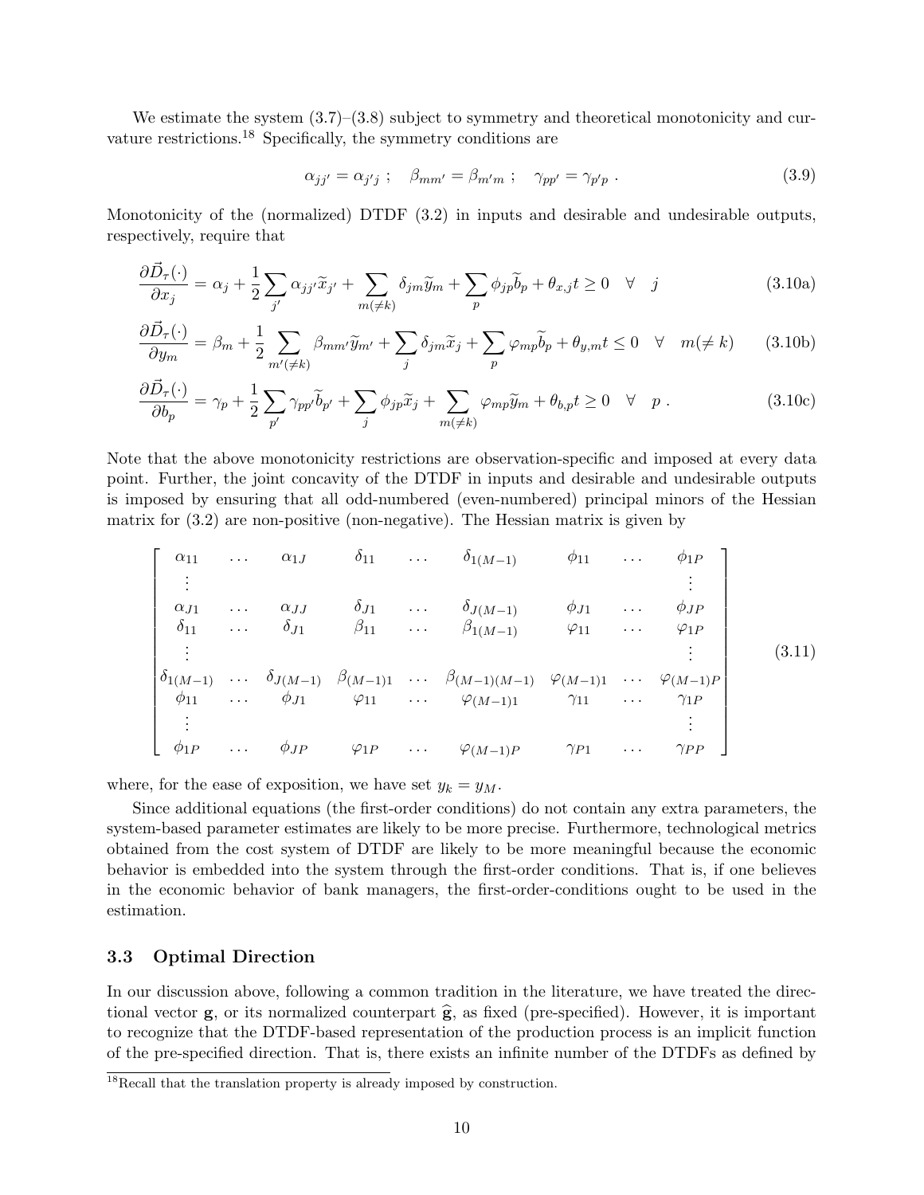We estimate the system (3.7)–(3.8) subject to symmetry and theoretical monotonicity and curvature restrictions.[18] Specifically, the symmetry conditions are

$$\alpha_{jj'} = \alpha_{j'j} \ ; \quad \beta_{mm'} = \beta_{m'm} \ ; \quad \gamma_{pp'} = \gamma_{p'p} \ . \tag{3.9}$$

Monotonicity of the (normalized) DTDF (3.2) in inputs and desirable and undesirable outputs, respectively, require that

$$\frac{\partial \vec{D}_{\tau}(\cdot)}{\partial x_j} = \alpha_j + \frac{1}{2}\sum_{j'} \alpha_{jj'}\widetilde{x}_{j'} + \sum_{m(\neq k)} \delta_{jm}\widetilde{y}_m + \sum_{p} \phi_{jp}\widetilde{b}_p + \theta_{x,j}t \geq 0 \quad \forall \quad j \tag{3.10a}$$

$$\frac{\partial \vec{D}_{\tau}(\cdot)}{\partial y_m} = \beta_m + \frac{1}{2}\sum_{m'(\neq k)} \beta_{mm'}\widetilde{y}_{m'} + \sum_{j} \delta_{jm}\widetilde{x}_j + \sum_{p} \varphi_{mp}\widetilde{b}_p + \theta_{y,m}t \leq 0 \quad \forall \quad m(\neq k) \tag{3.10b}$$

$$\frac{\partial \vec{D}_{\tau}(\cdot)}{\partial b_p} = \gamma_p + \frac{1}{2}\sum_{p'} \gamma_{pp'}\widetilde{b}_{p'} + \sum_{j} \phi_{jp}\widetilde{x}_j + \sum_{m(\neq k)} \varphi_{mp}\widetilde{y}_m + \theta_{b,p}t \geq 0 \quad \forall \quad p \ . \tag{3.10c}$$

Note that the above monotonicity restrictions are observation-specific and imposed at every data point. Further, the joint concavity of the DTDF in inputs and desirable and undesirable outputs is imposed by ensuring that all odd-numbered (even-numbered) principal minors of the Hessian matrix for (3.2) are non-positive (non-negative). The Hessian matrix is given by

$$\begin{bmatrix}
\alpha_{11} & \dots & \alpha_{1J} & \delta_{11} & \dots & \delta_{1(M-1)} & \phi_{11} & \dots & \phi_{1P} \\
\vdots & & & & & & & & \vdots \\
\alpha_{J1} & \dots & \alpha_{JJ} & \delta_{J1} & \dots & \delta_{J(M-1)} & \phi_{J1} & \dots & \phi_{JP} \\
\delta_{11} & \dots & \delta_{J1} & \beta_{11} & \dots & \beta_{1(M-1)} & \varphi_{11} & \dots & \varphi_{1P} \\
\vdots & & & & & & & & \vdots \\
\delta_{1(M-1)} & \dots & \delta_{J(M-1)} & \beta_{(M-1)1} & \dots & \beta_{(M-1)(M-1)} & \varphi_{(M-1)1} & \dots & \varphi_{(M-1)P} \\
\phi_{11} & \dots & \phi_{J1} & \varphi_{11} & \dots & \varphi_{(M-1)1} & \gamma_{11} & \dots & \gamma_{1P} \\
\vdots & & & & & & & & \vdots \\
\phi_{1P} & \dots & \phi_{JP} & \varphi_{1P} & \dots & \varphi_{(M-1)P} & \gamma_{P1} & \dots & \gamma_{PP}
\end{bmatrix} \tag{3.11}$$

where, for the ease of exposition, we have set $y_k = y_M$.

Since additional equations (the first-order conditions) do not contain any extra parameters, the system-based parameter estimates are likely to be more precise. Furthermore, technological metrics obtained from the cost system of DTDF are likely to be more meaningful because the economic behavior is embedded into the system through the first-order conditions. That is, if one believes in the economic behavior of bank managers, the first-order-conditions ought to be used in the estimation.

### 3.3 Optimal Direction

In our discussion above, following a common tradition in the literature, we have treated the directional vector $\mathbf{g}$, or its normalized counterpart $\widehat{\mathbf{g}}$, as fixed (pre-specified). However, it is important to recognize that the DTDF-based representation of the production process is an implicit function of the pre-specified direction. That is, there exists an infinite number of the DTDFs as defined by

[18] Recall that the translation property is already imposed by construction.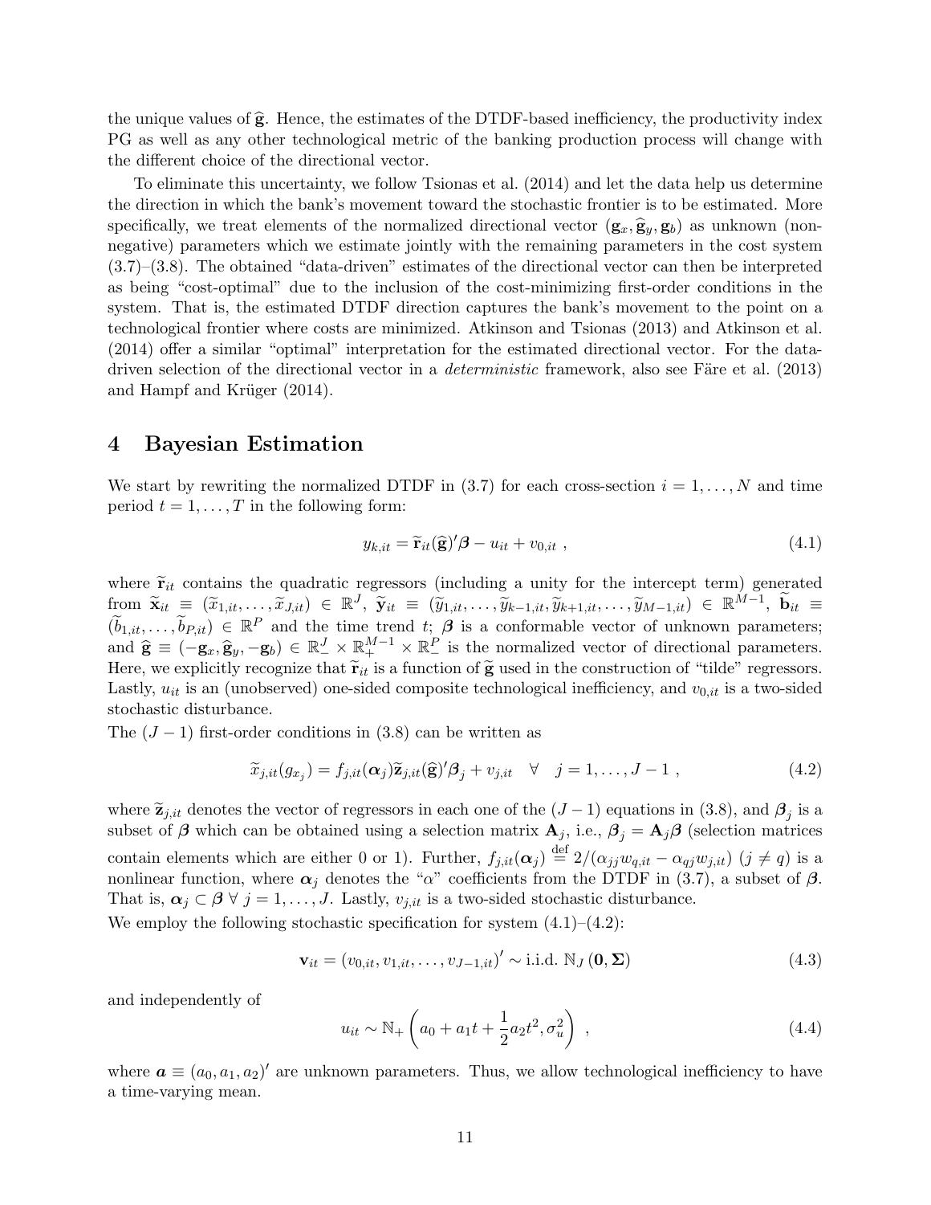the unique values of $\widehat{\mathbf{g}}$. Hence, the estimates of the DTDF-based inefficiency, the productivity index PG as well as any other technological metric of the banking production process will change with the different choice of the directional vector.

To eliminate this uncertainty, we follow Tsionas et al. (2014) and let the data help us determine the direction in which the bank's movement toward the stochastic frontier is to be estimated. More specifically, we treat elements of the normalized directional vector $(\mathbf{g}_x, \widehat{\mathbf{g}}_y, \mathbf{g}_b)$ as unknown (non-negative) parameters which we estimate jointly with the remaining parameters in the cost system (3.7)–(3.8). The obtained "data-driven" estimates of the directional vector can then be interpreted as being "cost-optimal" due to the inclusion of the cost-minimizing first-order conditions in the system. That is, the estimated DTDF direction captures the bank's movement to the point on a technological frontier where costs are minimized. Atkinson and Tsionas (2013) and Atkinson et al. (2014) offer a similar "optimal" interpretation for the estimated directional vector. For the data-driven selection of the directional vector in a *deterministic* framework, also see Färe et al. (2013) and Hampf and Krüger (2014).

# 4 Bayesian Estimation

We start by rewriting the normalized DTDF in (3.7) for each cross-section $i = 1, \ldots, N$ and time period $t = 1, \ldots, T$ in the following form:

$$y_{k,it} = \widetilde{\mathbf{r}}_{it}(\widehat{\mathbf{g}})'\boldsymbol{\beta} - u_{it} + v_{0,it} \ , \tag{4.1}$$

where $\widetilde{\mathbf{r}}_{it}$ contains the quadratic regressors (including a unity for the intercept term) generated from $\widetilde{\mathbf{x}}_{it} \equiv (\widetilde{x}_{1,it}, \ldots, \widetilde{x}_{J,it}) \in \mathbb{R}^J$, $\widetilde{\mathbf{y}}_{it} \equiv (\widetilde{y}_{1,it}, \ldots, \widetilde{y}_{k-1,it}, \widetilde{y}_{k+1,it}, \ldots, \widetilde{y}_{M-1,it}) \in \mathbb{R}^{M-1}$, $\widetilde{\mathbf{b}}_{it} \equiv (\widetilde{b}_{1,it}, \ldots, \widetilde{b}_{P,it}) \in \mathbb{R}^P$ and the time trend $t$; $\boldsymbol{\beta}$ is a conformable vector of unknown parameters; and $\widehat{\mathbf{g}} \equiv (-\mathbf{g}_x, \widehat{\mathbf{g}}_y, -\mathbf{g}_b) \in \mathbb{R}^J_- \times \mathbb{R}^{M-1}_+ \times \mathbb{R}^P_-$ is the normalized vector of directional parameters. Here, we explicitly recognize that $\widetilde{\mathbf{r}}_{it}$ is a function of $\widetilde{\mathbf{g}}$ used in the construction of "tilde" regressors. Lastly, $u_{it}$ is an (unobserved) one-sided composite technological inefficiency, and $v_{0,it}$ is a two-sided stochastic disturbance.

The $(J-1)$ first-order conditions in (3.8) can be written as

$$\widetilde{x}_{j,it}(g_{x_j}) = f_{j,it}(\boldsymbol{\alpha}_j)\widetilde{\mathbf{z}}_{j,it}(\widehat{\mathbf{g}})'\boldsymbol{\beta}_j + v_{j,it} \quad \forall \quad j = 1, \ldots, J-1 \ , \tag{4.2}$$

where $\widetilde{\mathbf{z}}_{j,it}$ denotes the vector of regressors in each one of the $(J-1)$ equations in (3.8), and $\boldsymbol{\beta}_j$ is a subset of $\boldsymbol{\beta}$ which can be obtained using a selection matrix $\mathbf{A}_j$, i.e., $\boldsymbol{\beta}_j = \mathbf{A}_j\boldsymbol{\beta}$ (selection matrices contain elements which are either 0 or 1). Further, $f_{j,it}(\boldsymbol{\alpha}_j) \stackrel{\text{def}}{=} 2/(\alpha_{jj}w_{q,it} - \alpha_{qj}w_{j,it})$ $(j \neq q)$ is a nonlinear function, where $\boldsymbol{\alpha}_j$ denotes the "$\alpha$" coefficients from the DTDF in (3.7), a subset of $\boldsymbol{\beta}$. That is, $\boldsymbol{\alpha}_j \subset \boldsymbol{\beta} \ \forall \ j = 1, \ldots, J$. Lastly, $v_{j,it}$ is a two-sided stochastic disturbance.

We employ the following stochastic specification for system (4.1)–(4.2):

$$\mathbf{v}_{it} = (v_{0,it}, v_{1,it}, \ldots, v_{J-1,it})' \sim \text{i.i.d. } \mathbb{N}_J\left(\mathbf{0}, \boldsymbol{\Sigma}\right) \tag{4.3}$$

and independently of

$$u_{it} \sim \mathbb{N}_+\left(a_0 + a_1 t + \frac{1}{2}a_2 t^2, \sigma_u^2\right) \ , \tag{4.4}$$

where $\boldsymbol{a} \equiv (a_0, a_1, a_2)'$ are unknown parameters. Thus, we allow technological inefficiency to have a time-varying mean.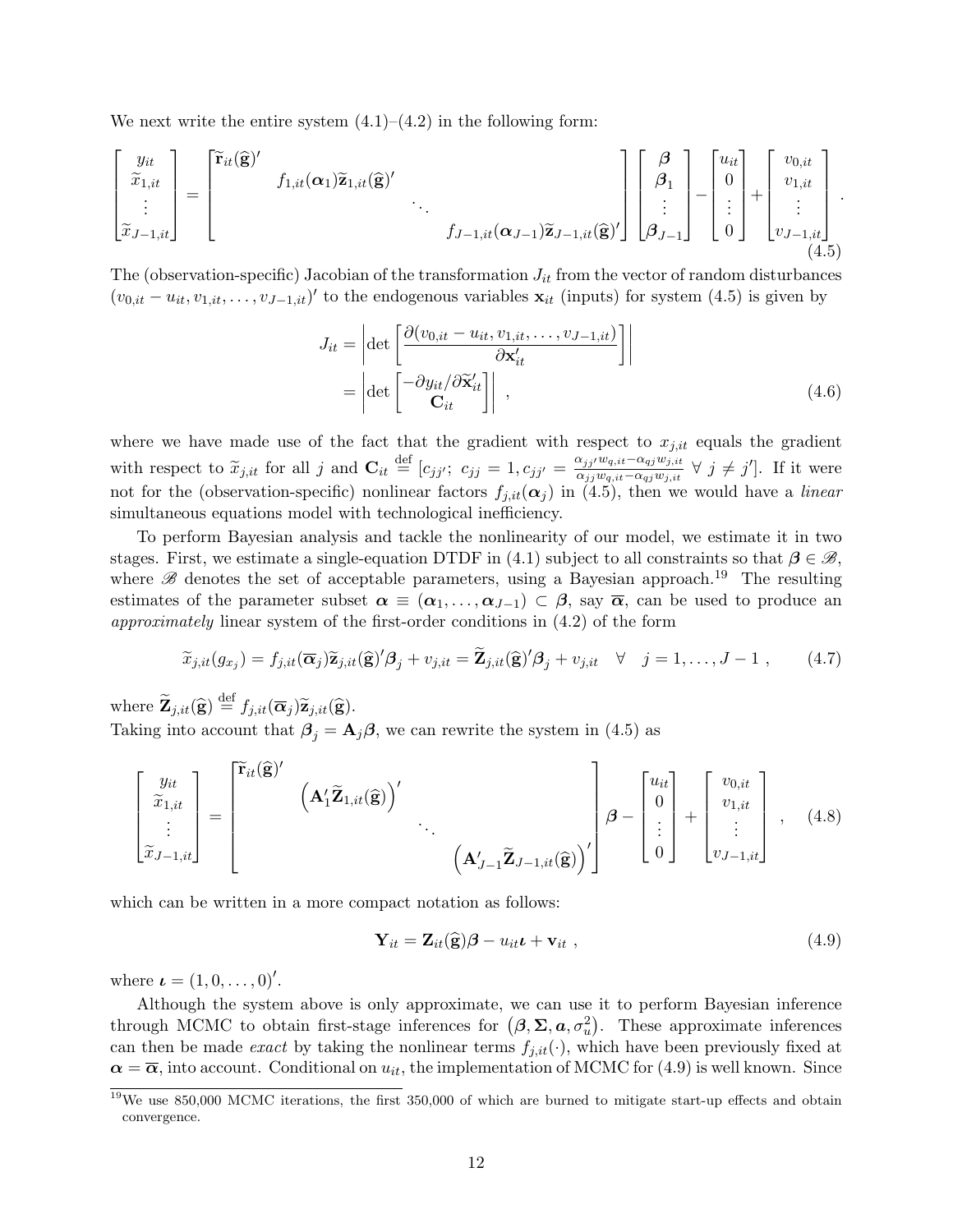We next write the entire system (4.1)–(4.2) in the following form:

$$
\begin{bmatrix} y_{it} \\ \widetilde{x}_{1,it} \\ \vdots \\ \widetilde{x}_{J-1,it} \end{bmatrix} = \begin{bmatrix} \widetilde{\mathbf{r}}_{it}(\widehat{\mathbf{g}})' & & & \\ & f_{1,it}(\boldsymbol{\alpha}_1)\widetilde{\mathbf{z}}_{1,it}(\widehat{\mathbf{g}})' & & \\ & & \ddots & \\ & & & f_{J-1,it}(\boldsymbol{\alpha}_{J-1})\widetilde{\mathbf{z}}_{J-1,it}(\widehat{\mathbf{g}})' \end{bmatrix} \begin{bmatrix} \boldsymbol{\beta} \\ \boldsymbol{\beta}_1 \\ \vdots \\ \boldsymbol{\beta}_{J-1} \end{bmatrix} - \begin{bmatrix} u_{it} \\ 0 \\ \vdots \\ 0 \end{bmatrix} + \begin{bmatrix} v_{0,it} \\ v_{1,it} \\ \vdots \\ v_{J-1,it} \end{bmatrix} . \tag{4.5}
$$

The (observation-specific) Jacobian of the transformation $J_{it}$ from the vector of random disturbances $(v_{0,it} - u_{it}, v_{1,it}, \ldots, v_{J-1,it})'$ to the endogenous variables $\mathbf{x}_{it}$ (inputs) for system (4.5) is given by

$$
\begin{aligned}
J_{it} &= \left| \det \left[ \frac{\partial (v_{0,it} - u_{it}, v_{1,it}, \ldots, v_{J-1,it})}{\partial \mathbf{x}_{it}'} \right] \right| \\
&= \left| \det \begin{bmatrix} -\partial y_{it}/\partial \widetilde{\mathbf{x}}_{it}' \\ \mathbf{C}_{it} \end{bmatrix} \right| ,
\end{aligned} \tag{4.6}
$$

where we have made use of the fact that the gradient with respect to $x_{j,it}$ equals the gradient with respect to $\widetilde{x}_{j,it}$ for all $j$ and $\mathbf{C}_{it} \stackrel{\text{def}}{=} [c_{jj'};\ c_{jj} = 1, c_{jj'} = \frac{\alpha_{jj'} w_{q,it} - \alpha_{qj} w_{j,it}}{\alpha_{jj} w_{q,it} - \alpha_{qj} w_{j,it}}\ \forall\ j \neq j']$. If it were not for the (observation-specific) nonlinear factors $f_{j,it}(\boldsymbol{\alpha}_j)$ in (4.5), then we would have a *linear* simultaneous equations model with technological inefficiency.

To perform Bayesian analysis and tackle the nonlinearity of our model, we estimate it in two stages. First, we estimate a single-equation DTDF in (4.1) subject to all constraints so that $\boldsymbol{\beta} \in \mathscr{B}$, where $\mathscr{B}$ denotes the set of acceptable parameters, using a Bayesian approach.[19] The resulting estimates of the parameter subset $\boldsymbol{\alpha} \equiv (\boldsymbol{\alpha}_1, \ldots, \boldsymbol{\alpha}_{J-1}) \subset \boldsymbol{\beta}$, say $\overline{\boldsymbol{\alpha}}$, can be used to produce an *approximately* linear system of the first-order conditions in (4.2) of the form

$$
\widetilde{x}_{j,it}(g_{x_j}) = f_{j,it}(\overline{\boldsymbol{\alpha}}_j)\widetilde{\mathbf{z}}_{j,it}(\widehat{\mathbf{g}})'\boldsymbol{\beta}_j + v_{j,it} = \widetilde{\mathbf{Z}}_{j,it}(\widehat{\mathbf{g}})'\boldsymbol{\beta}_j + v_{j,it} \quad \forall \quad j = 1, \ldots, J-1 , \tag{4.7}
$$

where $\widetilde{\mathbf{Z}}_{j,it}(\widehat{\mathbf{g}}) \stackrel{\text{def}}{=} f_{j,it}(\overline{\boldsymbol{\alpha}}_j)\widetilde{\mathbf{z}}_{j,it}(\widehat{\mathbf{g}})$.

Taking into account that $\boldsymbol{\beta}_j = \mathbf{A}_j\boldsymbol{\beta}$, we can rewrite the system in (4.5) as

$$
\begin{bmatrix} y_{it} \\ \widetilde{x}_{1,it} \\ \vdots \\ \widetilde{x}_{J-1,it} \end{bmatrix} = \begin{bmatrix} \widetilde{\mathbf{r}}_{it}(\widehat{\mathbf{g}})' & & & \\ & \left(\mathbf{A}_1'\widetilde{\mathbf{Z}}_{1,it}(\widehat{\mathbf{g}})\right)' & & \\ & & \ddots & \\ & & & \left(\mathbf{A}_{J-1}'\widetilde{\mathbf{Z}}_{J-1,it}(\widehat{\mathbf{g}})\right)' \end{bmatrix} \boldsymbol{\beta} - \begin{bmatrix} u_{it} \\ 0 \\ \vdots \\ 0 \end{bmatrix} + \begin{bmatrix} v_{0,it} \\ v_{1,it} \\ \vdots \\ v_{J-1,it} \end{bmatrix} , \tag{4.8}
$$

which can be written in a more compact notation as follows:

$$
\mathbf{Y}_{it} = \mathbf{Z}_{it}(\widehat{\mathbf{g}})\boldsymbol{\beta} - u_{it}\boldsymbol{\iota} + \mathbf{v}_{it} , \tag{4.9}
$$

where $\boldsymbol{\iota} = (1, 0, \ldots, 0)'$.

Although the system above is only approximate, we can use it to perform Bayesian inference through MCMC to obtain first-stage inferences for $\left(\boldsymbol{\beta}, \boldsymbol{\Sigma}, \boldsymbol{a}, \sigma_u^2\right)$. These approximate inferences can then be made *exact* by taking the nonlinear terms $f_{j,it}(\cdot)$, which have been previously fixed at $\boldsymbol{\alpha} = \overline{\boldsymbol{\alpha}}$, into account. Conditional on $u_{it}$, the implementation of MCMC for (4.9) is well known. Since

[19] We use 850,000 MCMC iterations, the first 350,000 of which are burned to mitigate start-up effects and obtain convergence.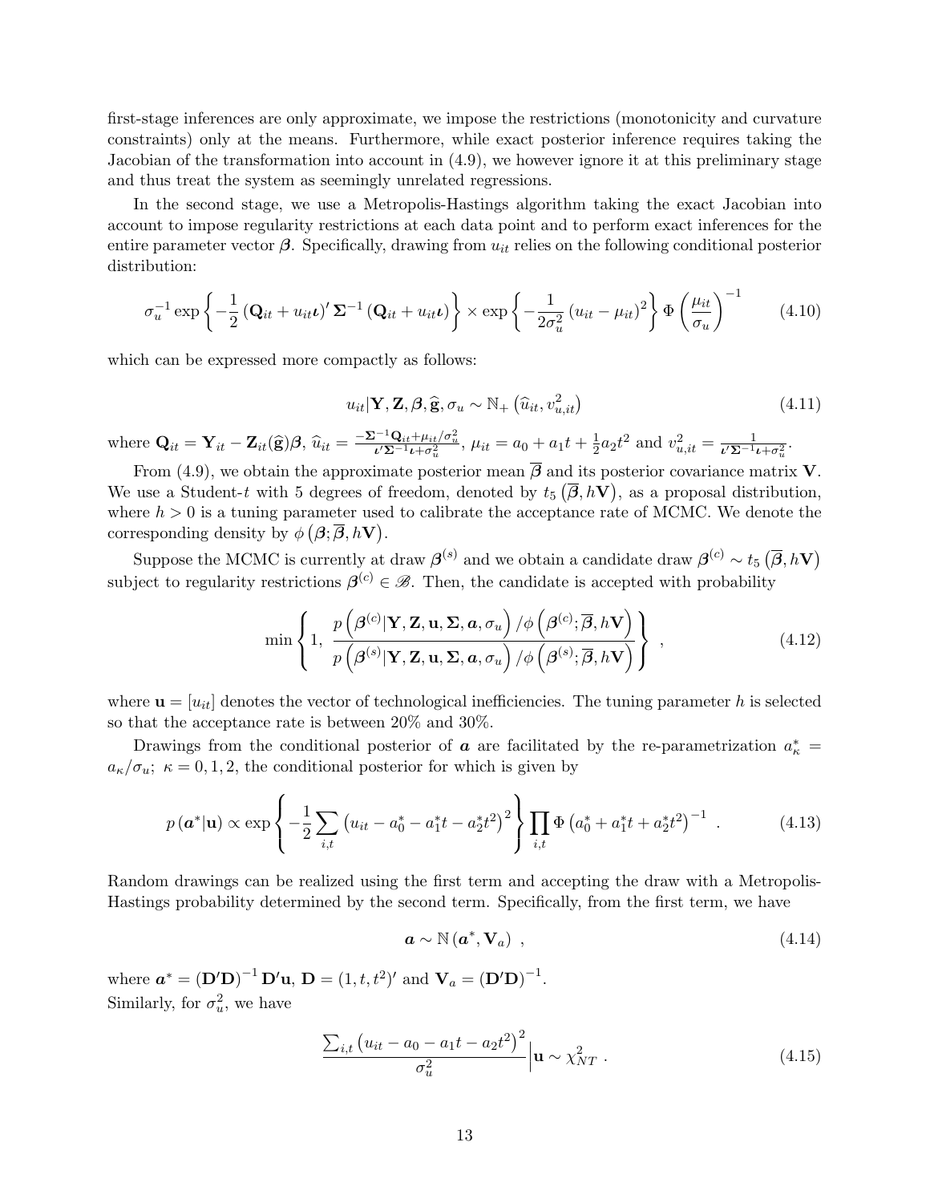first-stage inferences are only approximate, we impose the restrictions (monotonicity and curvature constraints) only at the means. Furthermore, while exact posterior inference requires taking the Jacobian of the transformation into account in (4.9), we however ignore it at this preliminary stage and thus treat the system as seemingly unrelated regressions.

In the second stage, we use a Metropolis-Hastings algorithm taking the exact Jacobian into account to impose regularity restrictions at each data point and to perform exact inferences for the entire parameter vector $\boldsymbol{\beta}$. Specifically, drawing from $u_{it}$ relies on the following conditional posterior distribution:

$$\sigma_u^{-1} \exp\left\{-\frac{1}{2}\left(\mathbf{Q}_{it} + u_{it}\boldsymbol{\iota}\right)' \boldsymbol{\Sigma}^{-1}\left(\mathbf{Q}_{it} + u_{it}\boldsymbol{\iota}\right)\right\} \times \exp\left\{-\frac{1}{2\sigma_u^2}\left(u_{it} - \mu_{it}\right)^2\right\} \Phi\left(\frac{\mu_{it}}{\sigma_u}\right)^{-1} \tag{4.10}$$

which can be expressed more compactly as follows:

$$u_{it}|\mathbf{Y}, \mathbf{Z}, \boldsymbol{\beta}, \widehat{\mathbf{g}}, \sigma_u \sim \mathbb{N}_+\left(\widehat{u}_{it}, v_{u,it}^2\right) \tag{4.11}$$

where $\mathbf{Q}_{it} = \mathbf{Y}_{it} - \mathbf{Z}_{it}(\widehat{\mathbf{g}})\boldsymbol{\beta}$, $\widehat{u}_{it} = \frac{-\boldsymbol{\Sigma}^{-1}\mathbf{Q}_{it} + \mu_{it}/\sigma_u^2}{\boldsymbol{\iota}'\boldsymbol{\Sigma}^{-1}\boldsymbol{\iota} + \sigma_u^2}$, $\mu_{it} = a_0 + a_1 t + \frac{1}{2}a_2 t^2$ and $v_{u,it}^2 = \frac{1}{\boldsymbol{\iota}'\boldsymbol{\Sigma}^{-1}\boldsymbol{\iota} + \sigma_u^2}$.

From (4.9), we obtain the approximate posterior mean $\overline{\boldsymbol{\beta}}$ and its posterior covariance matrix $\mathbf{V}$. We use a Student-$t$ with 5 degrees of freedom, denoted by $t_5\left(\overline{\boldsymbol{\beta}}, h\mathbf{V}\right)$, as a proposal distribution, where $h > 0$ is a tuning parameter used to calibrate the acceptance rate of MCMC. We denote the corresponding density by $\phi\left(\boldsymbol{\beta}; \overline{\boldsymbol{\beta}}, h\mathbf{V}\right)$.

Suppose the MCMC is currently at draw $\boldsymbol{\beta}^{(s)}$ and we obtain a candidate draw $\boldsymbol{\beta}^{(c)} \sim t_5\left(\overline{\boldsymbol{\beta}}, h\mathbf{V}\right)$ subject to regularity restrictions $\boldsymbol{\beta}^{(c)} \in \mathscr{B}$. Then, the candidate is accepted with probability

$$\min\left\{1,\ \frac{p\left(\boldsymbol{\beta}^{(c)}|\mathbf{Y}, \mathbf{Z}, \mathbf{u}, \boldsymbol{\Sigma}, \boldsymbol{a}, \sigma_u\right)/\phi\left(\boldsymbol{\beta}^{(c)}; \overline{\boldsymbol{\beta}}, h\mathbf{V}\right)}{p\left(\boldsymbol{\beta}^{(s)}|\mathbf{Y}, \mathbf{Z}, \mathbf{u}, \boldsymbol{\Sigma}, \boldsymbol{a}, \sigma_u\right)/\phi\left(\boldsymbol{\beta}^{(s)}; \overline{\boldsymbol{\beta}}, h\mathbf{V}\right)}\right\}\ , \tag{4.12}$$

where $\mathbf{u} = [u_{it}]$ denotes the vector of technological inefficiencies. The tuning parameter $h$ is selected so that the acceptance rate is between 20% and 30%.

Drawings from the conditional posterior of $\boldsymbol{a}$ are facilitated by the re-parametrization $a_\kappa^* = a_\kappa/\sigma_u;\ \kappa = 0, 1, 2$, the conditional posterior for which is given by

$$p\left(\boldsymbol{a}^*|\mathbf{u}\right) \propto \exp\left\{-\frac{1}{2}\sum_{i,t}\left(u_{it} - a_0^* - a_1^* t - a_2^* t^2\right)^2\right\} \prod_{i,t} \Phi\left(a_0^* + a_1^* t + a_2^* t^2\right)^{-1}\ . \tag{4.13}$$

Random drawings can be realized using the first term and accepting the draw with a Metropolis-Hastings probability determined by the second term. Specifically, from the first term, we have

$$\boldsymbol{a} \sim \mathbb{N}\left(\boldsymbol{a}^*, \mathbf{V}_a\right)\ , \tag{4.14}$$

where $\boldsymbol{a}^* = \left(\mathbf{D}'\mathbf{D}\right)^{-1}\mathbf{D}'\mathbf{u}$, $\mathbf{D} = (1, t, t^2)'$ and $\mathbf{V}_a = \left(\mathbf{D}'\mathbf{D}\right)^{-1}$.
Similarly, for $\sigma_u^2$, we have

$$\frac{\sum_{i,t}\left(u_{it} - a_0 - a_1 t - a_2 t^2\right)^2}{\sigma_u^2}\Big|\mathbf{u} \sim \chi_{NT}^2\ . \tag{4.15}$$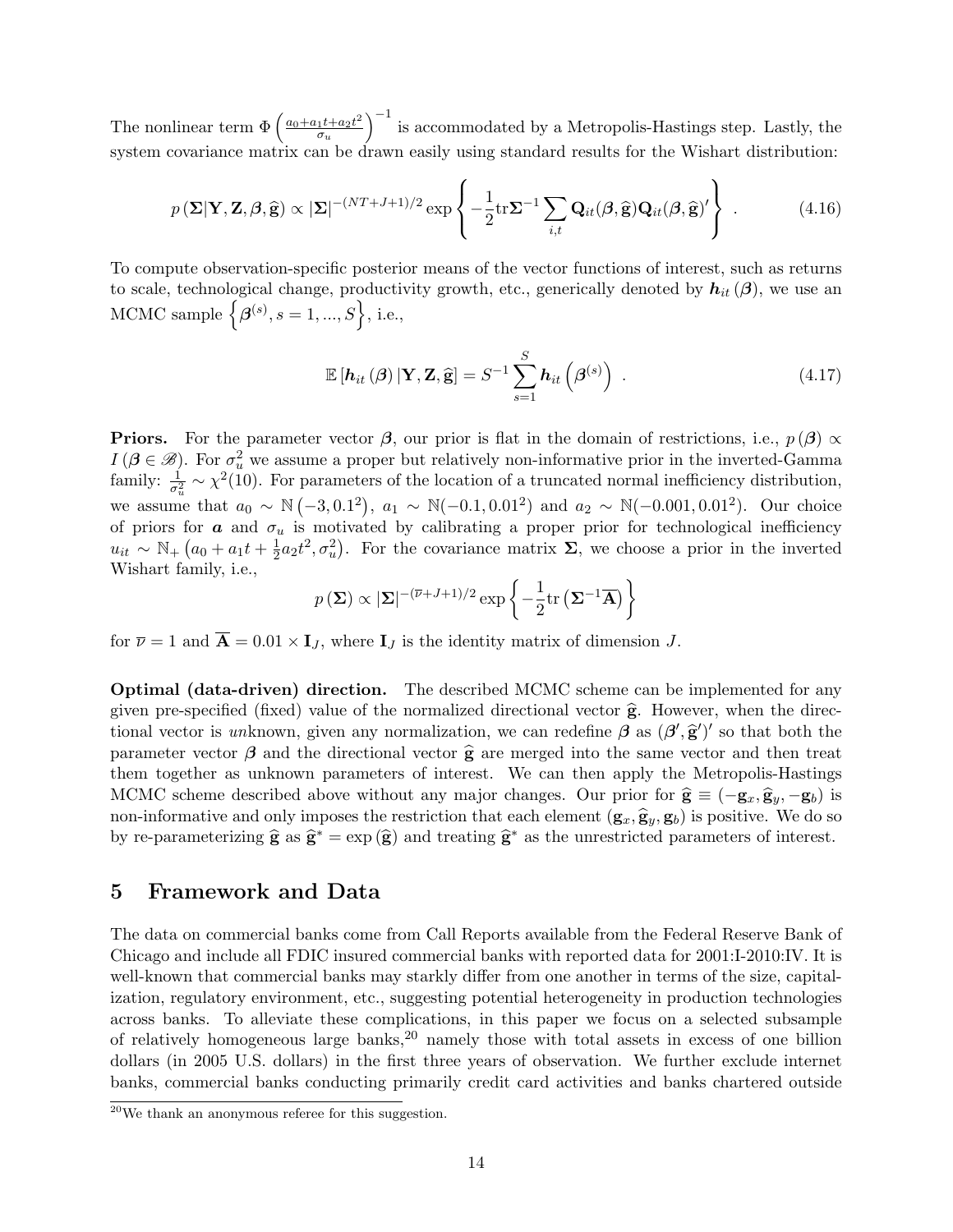The nonlinear term $\Phi\left(\frac{a_0+a_1t+a_2t^2}{\sigma_u}\right)^{-1}$ is accommodated by a Metropolis-Hastings step. Lastly, the system covariance matrix can be drawn easily using standard results for the Wishart distribution:

$$p\left(\boldsymbol{\Sigma}|\mathbf{Y},\mathbf{Z},\boldsymbol{\beta},\widehat{\mathbf{g}}\right) \propto |\boldsymbol{\Sigma}|^{-(NT+J+1)/2} \exp\left\{-\frac{1}{2}\text{tr}\boldsymbol{\Sigma}^{-1}\sum_{i,t}\mathbf{Q}_{it}(\boldsymbol{\beta},\widehat{\mathbf{g}})\mathbf{Q}_{it}(\boldsymbol{\beta},\widehat{\mathbf{g}})'\right\} \ . \tag{4.16}$$

To compute observation-specific posterior means of the vector functions of interest, such as returns to scale, technological change, productivity growth, etc., generically denoted by $\boldsymbol{h}_{it}\left(\boldsymbol{\beta}\right)$, we use an MCMC sample $\left\{\boldsymbol{\beta}^{(s)}, s=1,...,S\right\}$, i.e.,

$$\mathbb{E}\left[\boldsymbol{h}_{it}\left(\boldsymbol{\beta}\right)|\mathbf{Y},\mathbf{Z},\widehat{\mathbf{g}}\right] = S^{-1}\sum_{s=1}^{S}\boldsymbol{h}_{it}\left(\boldsymbol{\beta}^{(s)}\right) \ . \tag{4.17}$$

**Priors.** For the parameter vector $\boldsymbol{\beta}$, our prior is flat in the domain of restrictions, i.e., $p\left(\boldsymbol{\beta}\right) \propto I\left(\boldsymbol{\beta}\in\mathscr{B}\right)$. For $\sigma_u^2$ we assume a proper but relatively non-informative prior in the inverted-Gamma family: $\frac{1}{\sigma_u^2} \sim \chi^2(10)$. For parameters of the location of a truncated normal inefficiency distribution, we assume that $a_0 \sim \mathbb{N}\left(-3, 0.1^2\right)$, $a_1 \sim \mathbb{N}(-0.1, 0.01^2)$ and $a_2 \sim \mathbb{N}(-0.001, 0.01^2)$. Our choice of priors for $\boldsymbol{a}$ and $\sigma_u$ is motivated by calibrating a proper prior for technological inefficiency $u_{it} \sim \mathbb{N}_+\left(a_0+a_1t+\frac{1}{2}a_2t^2, \sigma_u^2\right)$. For the covariance matrix $\boldsymbol{\Sigma}$, we choose a prior in the inverted Wishart family, i.e.,

$$p\left(\boldsymbol{\Sigma}\right) \propto |\boldsymbol{\Sigma}|^{-(\overline{\nu}+J+1)/2}\exp\left\{-\frac{1}{2}\text{tr}\left(\boldsymbol{\Sigma}^{-1}\overline{\mathbf{A}}\right)\right\}$$

for $\overline{\nu}=1$ and $\overline{\mathbf{A}} = 0.01\times\mathbf{I}_J$, where $\mathbf{I}_J$ is the identity matrix of dimension $J$.

**Optimal (data-driven) direction.** The described MCMC scheme can be implemented for any given pre-specified (fixed) value of the normalized directional vector $\widehat{\mathbf{g}}$. However, when the directional vector is *un*known, given any normalization, we can redefine $\boldsymbol{\beta}$ as $(\boldsymbol{\beta}', \widehat{\mathbf{g}}')'$ so that both the parameter vector $\boldsymbol{\beta}$ and the directional vector $\widehat{\mathbf{g}}$ are merged into the same vector and then treat them together as unknown parameters of interest. We can then apply the Metropolis-Hastings MCMC scheme described above without any major changes. Our prior for $\widehat{\mathbf{g}} \equiv (-\mathbf{g}_x, \widehat{\mathbf{g}}_y, -\mathbf{g}_b)$ is non-informative and only imposes the restriction that each element $(\mathbf{g}_x, \widehat{\mathbf{g}}_y, \mathbf{g}_b)$ is positive. We do so by re-parameterizing $\widehat{\mathbf{g}}$ as $\widehat{\mathbf{g}}^* = \exp\left(\widehat{\mathbf{g}}\right)$ and treating $\widehat{\mathbf{g}}^*$ as the unrestricted parameters of interest.

## 5 Framework and Data

The data on commercial banks come from Call Reports available from the Federal Reserve Bank of Chicago and include all FDIC insured commercial banks with reported data for 2001:I-2010:IV. It is well-known that commercial banks may starkly differ from one another in terms of the size, capitalization, regulatory environment, etc., suggesting potential heterogeneity in production technologies across banks. To alleviate these complications, in this paper we focus on a selected subsample of relatively homogeneous large banks,[20] namely those with total assets in excess of one billion dollars (in 2005 U.S. dollars) in the first three years of observation. We further exclude internet banks, commercial banks conducting primarily credit card activities and banks chartered outside

[20] We thank an anonymous referee for this suggestion.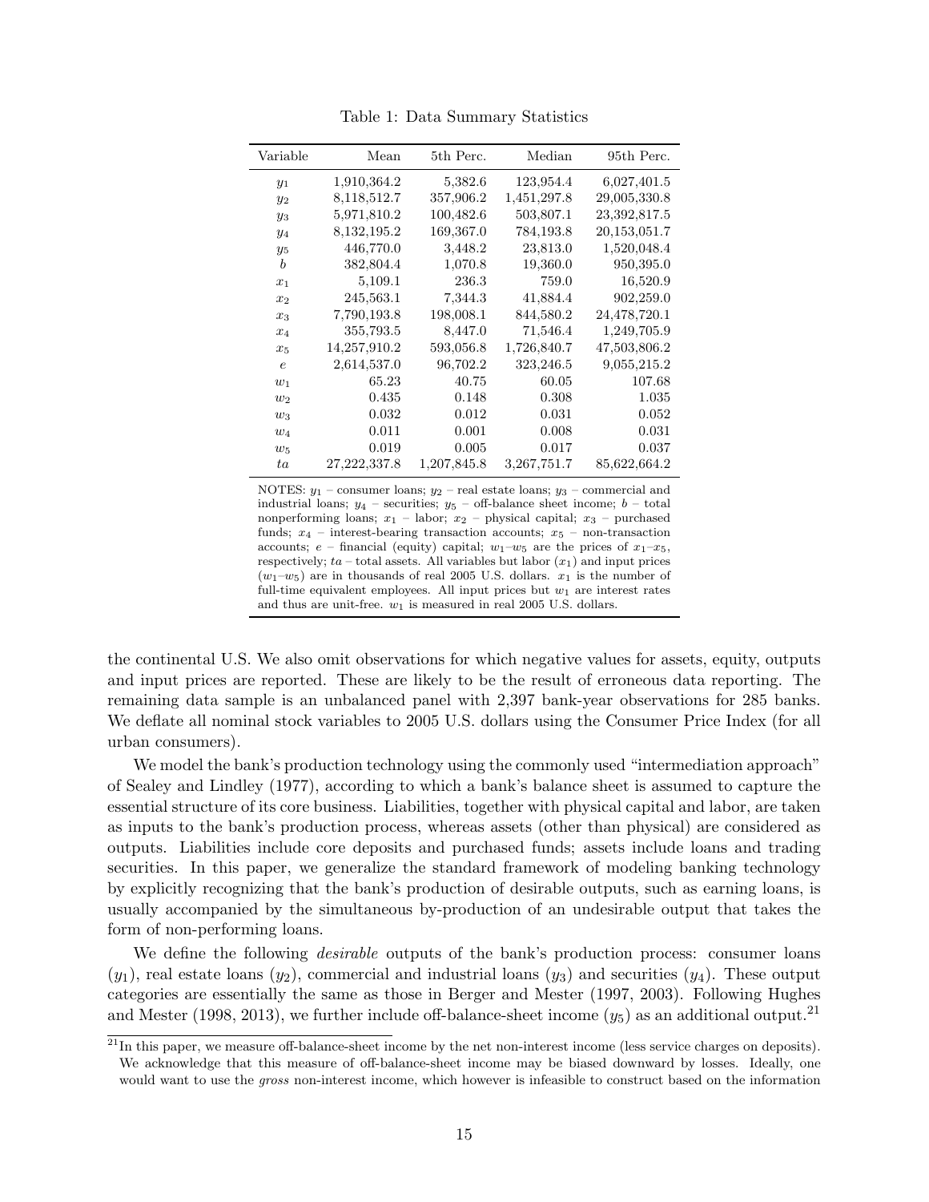Table 1: Data Summary Statistics

| Variable | Mean | 5th Perc. | Median | 95th Perc. |
|---|---|---|---|---|
| $y_1$ | 1,910,364.2 | 5,382.6 | 123,954.4 | 6,027,401.5 |
| $y_2$ | 8,118,512.7 | 357,906.2 | 1,451,297.8 | 29,005,330.8 |
| $y_3$ | 5,971,810.2 | 100,482.6 | 503,807.1 | 23,392,817.5 |
| $y_4$ | 8,132,195.2 | 169,367.0 | 784,193.8 | 20,153,051.7 |
| $y_5$ | 446,770.0 | 3,448.2 | 23,813.0 | 1,520,048.4 |
| $b$ | 382,804.4 | 1,070.8 | 19,360.0 | 950,395.0 |
| $x_1$ | 5,109.1 | 236.3 | 759.0 | 16,520.9 |
| $x_2$ | 245,563.1 | 7,344.3 | 41,884.4 | 902,259.0 |
| $x_3$ | 7,790,193.8 | 198,008.1 | 844,580.2 | 24,478,720.1 |
| $x_4$ | 355,793.5 | 8,447.0 | 71,546.4 | 1,249,705.9 |
| $x_5$ | 14,257,910.2 | 593,056.8 | 1,726,840.7 | 47,503,806.2 |
| $e$ | 2,614,537.0 | 96,702.2 | 323,246.5 | 9,055,215.2 |
| $w_1$ | 65.23 | 40.75 | 60.05 | 107.68 |
| $w_2$ | 0.435 | 0.148 | 0.308 | 1.035 |
| $w_3$ | 0.032 | 0.012 | 0.031 | 0.052 |
| $w_4$ | 0.011 | 0.001 | 0.008 | 0.031 |
| $w_5$ | 0.019 | 0.005 | 0.017 | 0.037 |
| $ta$ | 27,222,337.8 | 1,207,845.8 | 3,267,751.7 | 85,622,664.2 |

NOTES: $y_1$ – consumer loans; $y_2$ – real estate loans; $y_3$ – commercial and industrial loans; $y_4$ – securities; $y_5$ – off-balance sheet income; $b$ – total nonperforming loans; $x_1$ – labor; $x_2$ – physical capital; $x_3$ – purchased funds; $x_4$ – interest-bearing transaction accounts; $x_5$ – non-transaction accounts; $e$ – financial (equity) capital; $w_1$–$w_5$ are the prices of $x_1$–$x_5$, respectively; $ta$ – total assets. All variables but labor ($x_1$) and input prices ($w_1$–$w_5$) are in thousands of real 2005 U.S. dollars. $x_1$ is the number of full-time equivalent employees. All input prices but $w_1$ are interest rates and thus are unit-free. $w_1$ is measured in real 2005 U.S. dollars.

the continental U.S. We also omit observations for which negative values for assets, equity, outputs and input prices are reported. These are likely to be the result of erroneous data reporting. The remaining data sample is an unbalanced panel with 2,397 bank-year observations for 285 banks. We deflate all nominal stock variables to 2005 U.S. dollars using the Consumer Price Index (for all urban consumers).

We model the bank's production technology using the commonly used "intermediation approach" of Sealey and Lindley (1977), according to which a bank's balance sheet is assumed to capture the essential structure of its core business. Liabilities, together with physical capital and labor, are taken as inputs to the bank's production process, whereas assets (other than physical) are considered as outputs. Liabilities include core deposits and purchased funds; assets include loans and trading securities. In this paper, we generalize the standard framework of modeling banking technology by explicitly recognizing that the bank's production of desirable outputs, such as earning loans, is usually accompanied by the simultaneous by-production of an undesirable output that takes the form of non-performing loans.

We define the following *desirable* outputs of the bank's production process: consumer loans ($y_1$), real estate loans ($y_2$), commercial and industrial loans ($y_3$) and securities ($y_4$). These output categories are essentially the same as those in Berger and Mester (1997, 2003). Following Hughes and Mester (1998, 2013), we further include off-balance-sheet income ($y_5$) as an additional output.[21]

[21] In this paper, we measure off-balance-sheet income by the net non-interest income (less service charges on deposits). We acknowledge that this measure of off-balance-sheet income may be biased downward by losses. Ideally, one would want to use the *gross* non-interest income, which however is infeasible to construct based on the information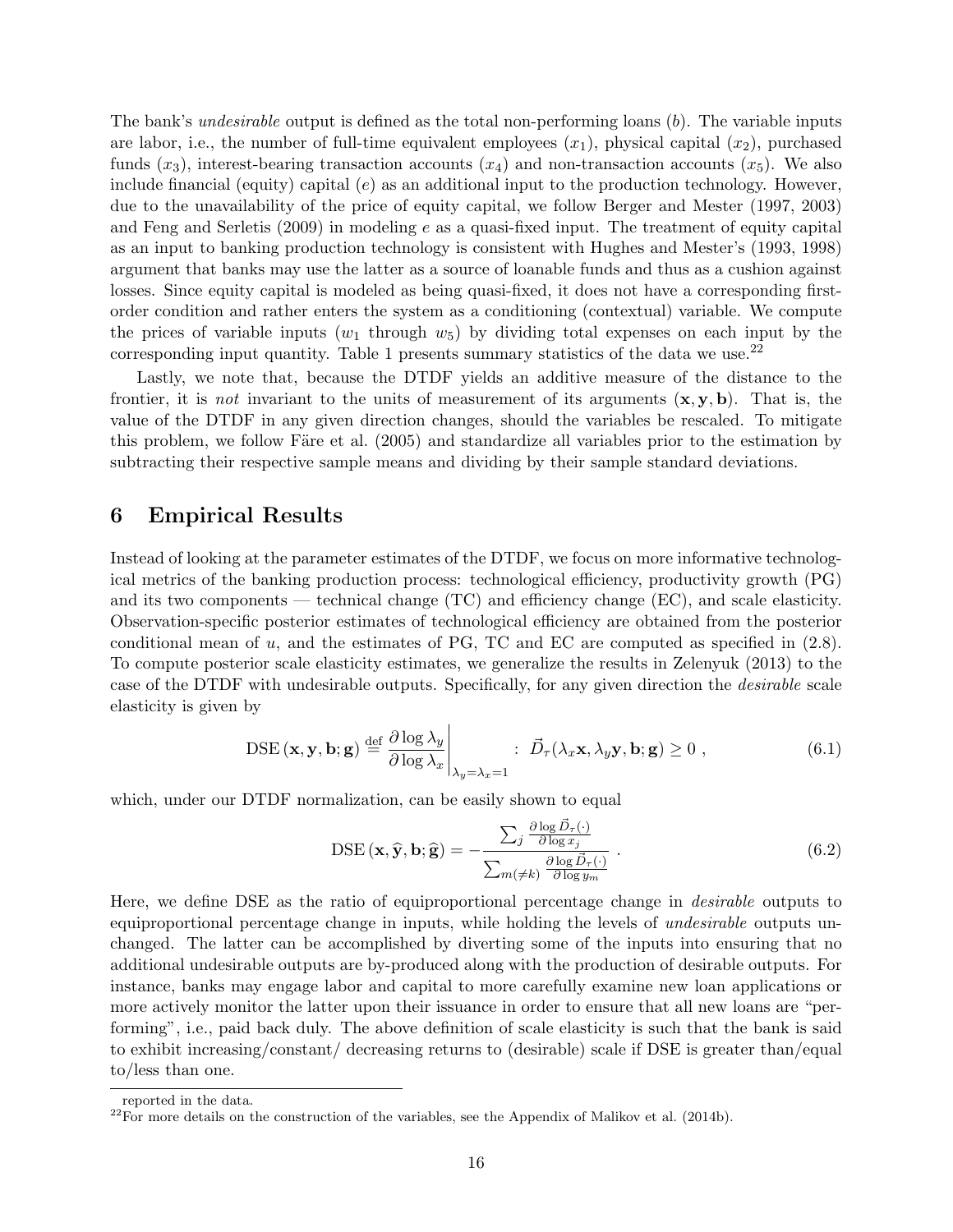The bank's *undesirable* output is defined as the total non-performing loans ($b$). The variable inputs are labor, i.e., the number of full-time equivalent employees ($x_1$), physical capital ($x_2$), purchased funds ($x_3$), interest-bearing transaction accounts ($x_4$) and non-transaction accounts ($x_5$). We also include financial (equity) capital ($e$) as an additional input to the production technology. However, due to the unavailability of the price of equity capital, we follow Berger and Mester (1997, 2003) and Feng and Serletis (2009) in modeling $e$ as a quasi-fixed input. The treatment of equity capital as an input to banking production technology is consistent with Hughes and Mester's (1993, 1998) argument that banks may use the latter as a source of loanable funds and thus as a cushion against losses. Since equity capital is modeled as being quasi-fixed, it does not have a corresponding first-order condition and rather enters the system as a conditioning (contextual) variable. We compute the prices of variable inputs ($w_1$ through $w_5$) by dividing total expenses on each input by the corresponding input quantity. Table 1 presents summary statistics of the data we use.[22]

Lastly, we note that, because the DTDF yields an additive measure of the distance to the frontier, it is *not* invariant to the units of measurement of its arguments $(\mathbf{x}, \mathbf{y}, \mathbf{b})$. That is, the value of the DTDF in any given direction changes, should the variables be rescaled. To mitigate this problem, we follow Färe et al. (2005) and standardize all variables prior to the estimation by subtracting their respective sample means and dividing by their sample standard deviations.

## 6 Empirical Results

Instead of looking at the parameter estimates of the DTDF, we focus on more informative technological metrics of the banking production process: technological efficiency, productivity growth (PG) and its two components — technical change (TC) and efficiency change (EC), and scale elasticity. Observation-specific posterior estimates of technological efficiency are obtained from the posterior conditional mean of $u$, and the estimates of PG, TC and EC are computed as specified in (2.8). To compute posterior scale elasticity estimates, we generalize the results in Zelenyuk (2013) to the case of the DTDF with undesirable outputs. Specifically, for any given direction the *desirable* scale elasticity is given by

$$\text{DSE}\left(\mathbf{x}, \mathbf{y}, \mathbf{b}; \mathbf{g}\right) \overset{\text{def}}{=} \left.\frac{\partial \log \lambda_y}{\partial \log \lambda_x}\right|_{\lambda_y = \lambda_x = 1} \; : \; \vec{D}_{\tau}(\lambda_x \mathbf{x}, \lambda_y \mathbf{y}, \mathbf{b}; \mathbf{g}) \geq 0 \; , \tag{6.1}$$

which, under our DTDF normalization, can be easily shown to equal

$$\text{DSE}\left(\mathbf{x}, \widehat{\mathbf{y}}, \mathbf{b}; \widehat{\mathbf{g}}\right) = -\frac{\sum_j \frac{\partial \log \vec{D}_{\tau}(\cdot)}{\partial \log x_j}}{\sum_{m(\neq k)} \frac{\partial \log \vec{D}_{\tau}(\cdot)}{\partial \log y_m}} \; . \tag{6.2}$$

Here, we define DSE as the ratio of equiproportional percentage change in *desirable* outputs to equiproportional percentage change in inputs, while holding the levels of *undesirable* outputs unchanged. The latter can be accomplished by diverting some of the inputs into ensuring that no additional undesirable outputs are by-produced along with the production of desirable outputs. For instance, banks may engage labor and capital to more carefully examine new loan applications or more actively monitor the latter upon their issuance in order to ensure that all new loans are "performing", i.e., paid back duly. The above definition of scale elasticity is such that the bank is said to exhibit increasing/constant/ decreasing returns to (desirable) scale if DSE is greater than/equal to/less than one.

reported in the data.

[22] For more details on the construction of the variables, see the Appendix of Malikov et al. (2014b).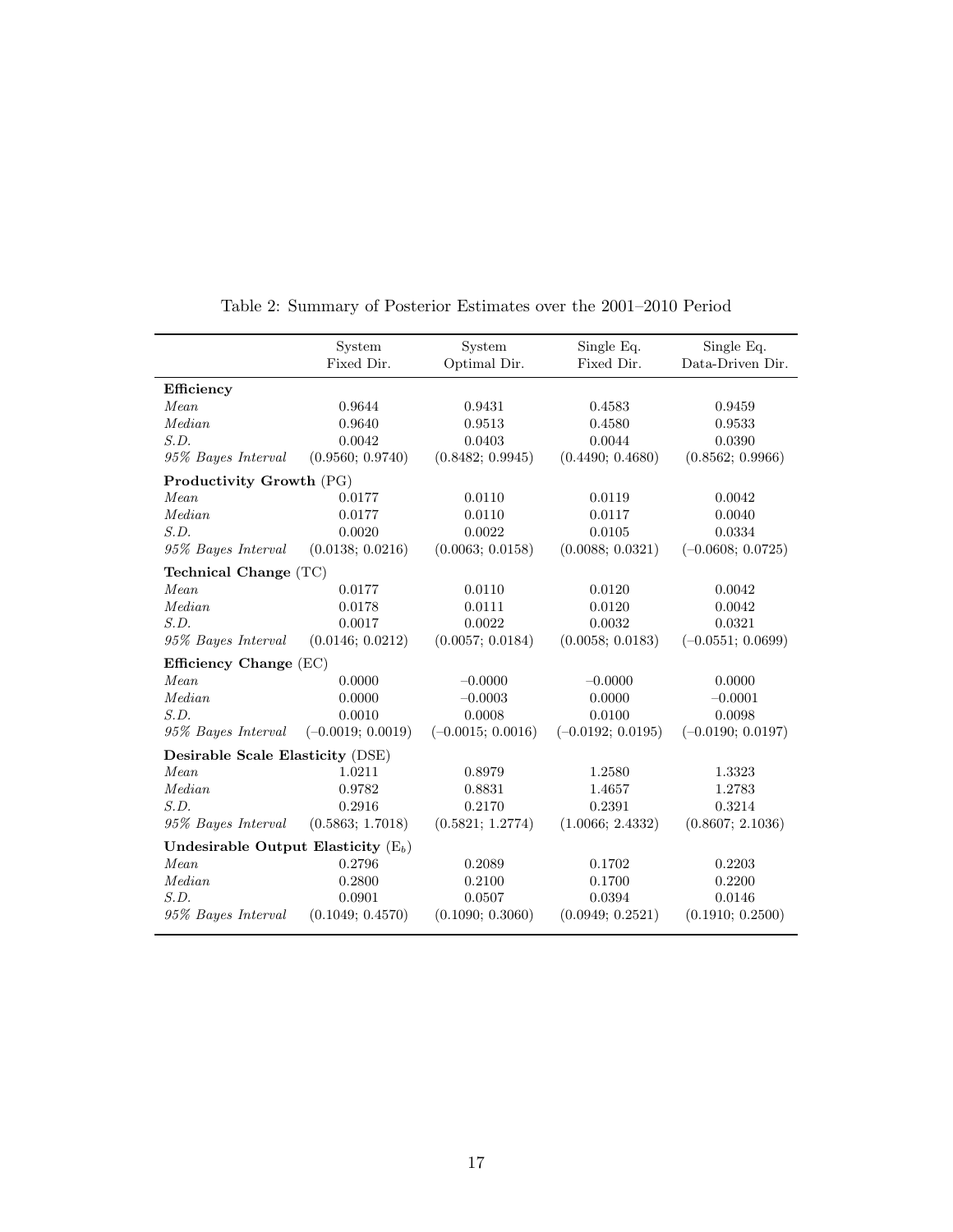Table 2: Summary of Posterior Estimates over the 2001–2010 Period

| | System Fixed Dir. | System Optimal Dir. | Single Eq. Fixed Dir. | Single Eq. Data-Driven Dir. |
|---|---|---|---|---|
| **Efficiency** | | | | |
| *Mean* | 0.9644 | 0.9431 | 0.4583 | 0.9459 |
| *Median* | 0.9640 | 0.9513 | 0.4580 | 0.9533 |
| *S.D.* | 0.0042 | 0.0403 | 0.0044 | 0.0390 |
| *95% Bayes Interval* | (0.9560; 0.9740) | (0.8482; 0.9945) | (0.4490; 0.4680) | (0.8562; 0.9966) |
| **Productivity Growth** (PG) | | | | |
| *Mean* | 0.0177 | 0.0110 | 0.0119 | 0.0042 |
| *Median* | 0.0177 | 0.0110 | 0.0117 | 0.0040 |
| *S.D.* | 0.0020 | 0.0022 | 0.0105 | 0.0334 |
| *95% Bayes Interval* | (0.0138; 0.0216) | (0.0063; 0.0158) | (0.0088; 0.0321) | (–0.0608; 0.0725) |
| **Technical Change** (TC) | | | | |
| *Mean* | 0.0177 | 0.0110 | 0.0120 | 0.0042 |
| *Median* | 0.0178 | 0.0111 | 0.0120 | 0.0042 |
| *S.D.* | 0.0017 | 0.0022 | 0.0032 | 0.0321 |
| *95% Bayes Interval* | (0.0146; 0.0212) | (0.0057; 0.0184) | (0.0058; 0.0183) | (–0.0551; 0.0699) |
| **Efficiency Change** (EC) | | | | |
| *Mean* | 0.0000 | –0.0000 | –0.0000 | 0.0000 |
| *Median* | 0.0000 | –0.0003 | 0.0000 | –0.0001 |
| *S.D.* | 0.0010 | 0.0008 | 0.0100 | 0.0098 |
| *95% Bayes Interval* | (–0.0019; 0.0019) | (–0.0015; 0.0016) | (–0.0192; 0.0195) | (–0.0190; 0.0197) |
| **Desirable Scale Elasticity** (DSE) | | | | |
| *Mean* | 1.0211 | 0.8979 | 1.2580 | 1.3323 |
| *Median* | 0.9782 | 0.8831 | 1.4657 | 1.2783 |
| *S.D.* | 0.2916 | 0.2170 | 0.2391 | 0.3214 |
| *95% Bayes Interval* | (0.5863; 1.7018) | (0.5821; 1.2774) | (1.0066; 2.4332) | (0.8607; 2.1036) |
| **Undesirable Output Elasticity** ($E_b$) | | | | |
| *Mean* | 0.2796 | 0.2089 | 0.1702 | 0.2203 |
| *Median* | 0.2800 | 0.2100 | 0.1700 | 0.2200 |
| *S.D.* | 0.0901 | 0.0507 | 0.0394 | 0.0146 |
| *95% Bayes Interval* | (0.1049; 0.4570) | (0.1090; 0.3060) | (0.0949; 0.2521) | (0.1910; 0.2500) |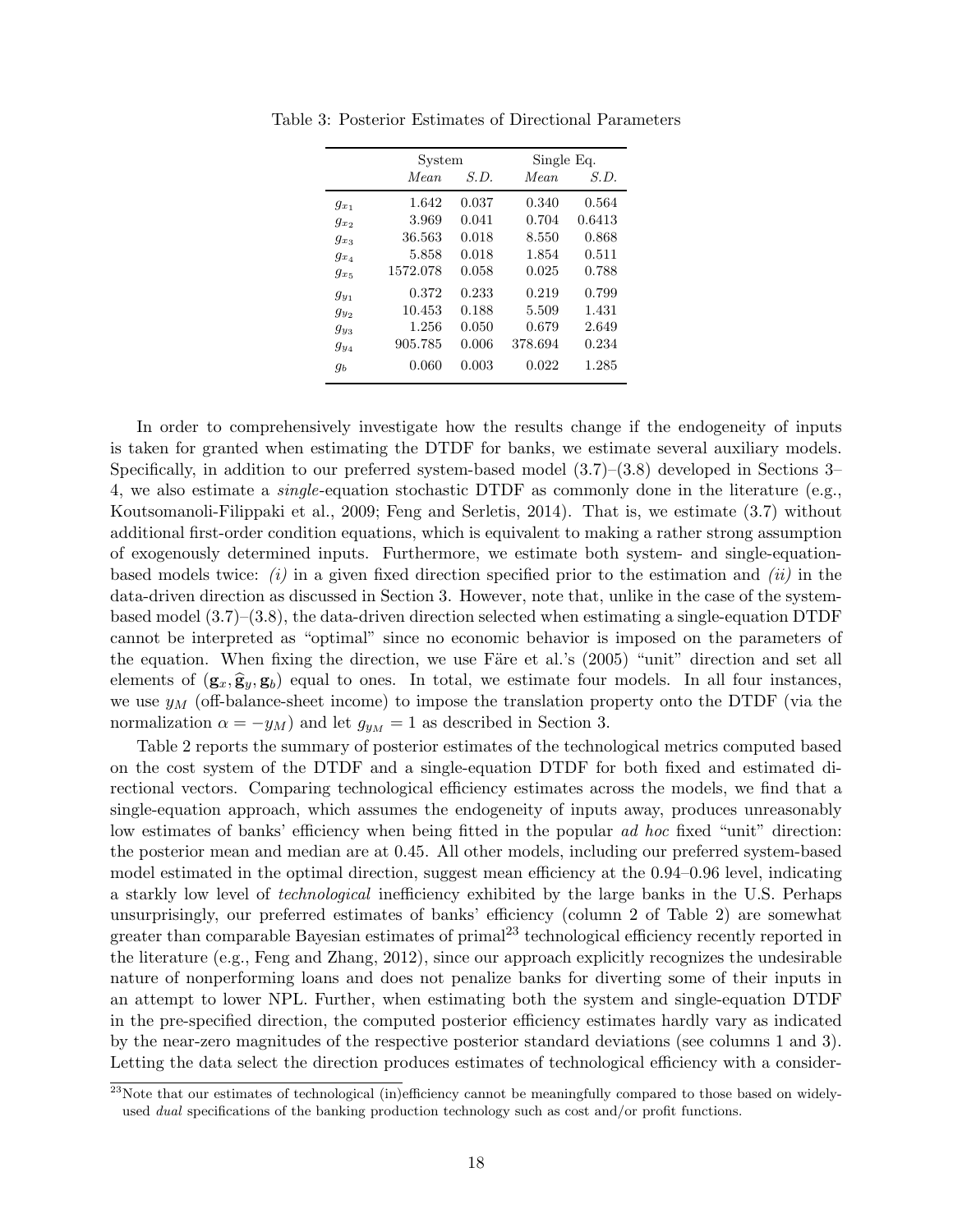Table 3: Posterior Estimates of Directional Parameters

| | System | | Single Eq. | |
|---|---|---|---|---|
| | *Mean* | *S.D.* | *Mean* | *S.D.* |
| $g_{x_1}$ | 1.642 | 0.037 | 0.340 | 0.564 |
| $g_{x_2}$ | 3.969 | 0.041 | 0.704 | 0.6413 |
| $g_{x_3}$ | 36.563 | 0.018 | 8.550 | 0.868 |
| $g_{x_4}$ | 5.858 | 0.018 | 1.854 | 0.511 |
| $g_{x_5}$ | 1572.078 | 0.058 | 0.025 | 0.788 |
| $g_{y_1}$ | 0.372 | 0.233 | 0.219 | 0.799 |
| $g_{y_2}$ | 10.453 | 0.188 | 5.509 | 1.431 |
| $g_{y_3}$ | 1.256 | 0.050 | 0.679 | 2.649 |
| $g_{y_4}$ | 905.785 | 0.006 | 378.694 | 0.234 |
| $g_b$ | 0.060 | 0.003 | 0.022 | 1.285 |

In order to comprehensively investigate how the results change if the endogeneity of inputs is taken for granted when estimating the DTDF for banks, we estimate several auxiliary models. Specifically, in addition to our preferred system-based model (3.7)–(3.8) developed in Sections 3–4, we also estimate a *single*-equation stochastic DTDF as commonly done in the literature (e.g., Koutsomanoli-Filippaki et al., 2009; Feng and Serletis, 2014). That is, we estimate (3.7) without additional first-order condition equations, which is equivalent to making a rather strong assumption of exogenously determined inputs. Furthermore, we estimate both system- and single-equation-based models twice: *(i)* in a given fixed direction specified prior to the estimation and *(ii)* in the data-driven direction as discussed in Section 3. However, note that, unlike in the case of the system-based model (3.7)–(3.8), the data-driven direction selected when estimating a single-equation DTDF cannot be interpreted as "optimal" since no economic behavior is imposed on the parameters of the equation. When fixing the direction, we use Färe et al.'s (2005) "unit" direction and set all elements of $(\mathbf{g}_x, \widehat{\mathbf{g}}_y, \mathbf{g}_b)$ equal to ones. In total, we estimate four models. In all four instances, we use $y_M$ (off-balance-sheet income) to impose the translation property onto the DTDF (via the normalization $\alpha = -y_M$) and let $g_{y_M} = 1$ as described in Section 3.

Table 2 reports the summary of posterior estimates of the technological metrics computed based on the cost system of the DTDF and a single-equation DTDF for both fixed and estimated directional vectors. Comparing technological efficiency estimates across the models, we find that a single-equation approach, which assumes the endogeneity of inputs away, produces unreasonably low estimates of banks' efficiency when being fitted in the popular *ad hoc* fixed "unit" direction: the posterior mean and median are at 0.45. All other models, including our preferred system-based model estimated in the optimal direction, suggest mean efficiency at the 0.94–0.96 level, indicating a starkly low level of *technological* inefficiency exhibited by the large banks in the U.S. Perhaps unsurprisingly, our preferred estimates of banks' efficiency (column 2 of Table 2) are somewhat greater than comparable Bayesian estimates of primal[23] technological efficiency recently reported in the literature (e.g., Feng and Zhang, 2012), since our approach explicitly recognizes the undesirable nature of nonperforming loans and does not penalize banks for diverting some of their inputs in an attempt to lower NPL. Further, when estimating both the system and single-equation DTDF in the pre-specified direction, the computed posterior efficiency estimates hardly vary as indicated by the near-zero magnitudes of the respective posterior standard deviations (see columns 1 and 3). Letting the data select the direction produces estimates of technological efficiency with a consider-

[23] Note that our estimates of technological (in)efficiency cannot be meaningfully compared to those based on widely-used *dual* specifications of the banking production technology such as cost and/or profit functions.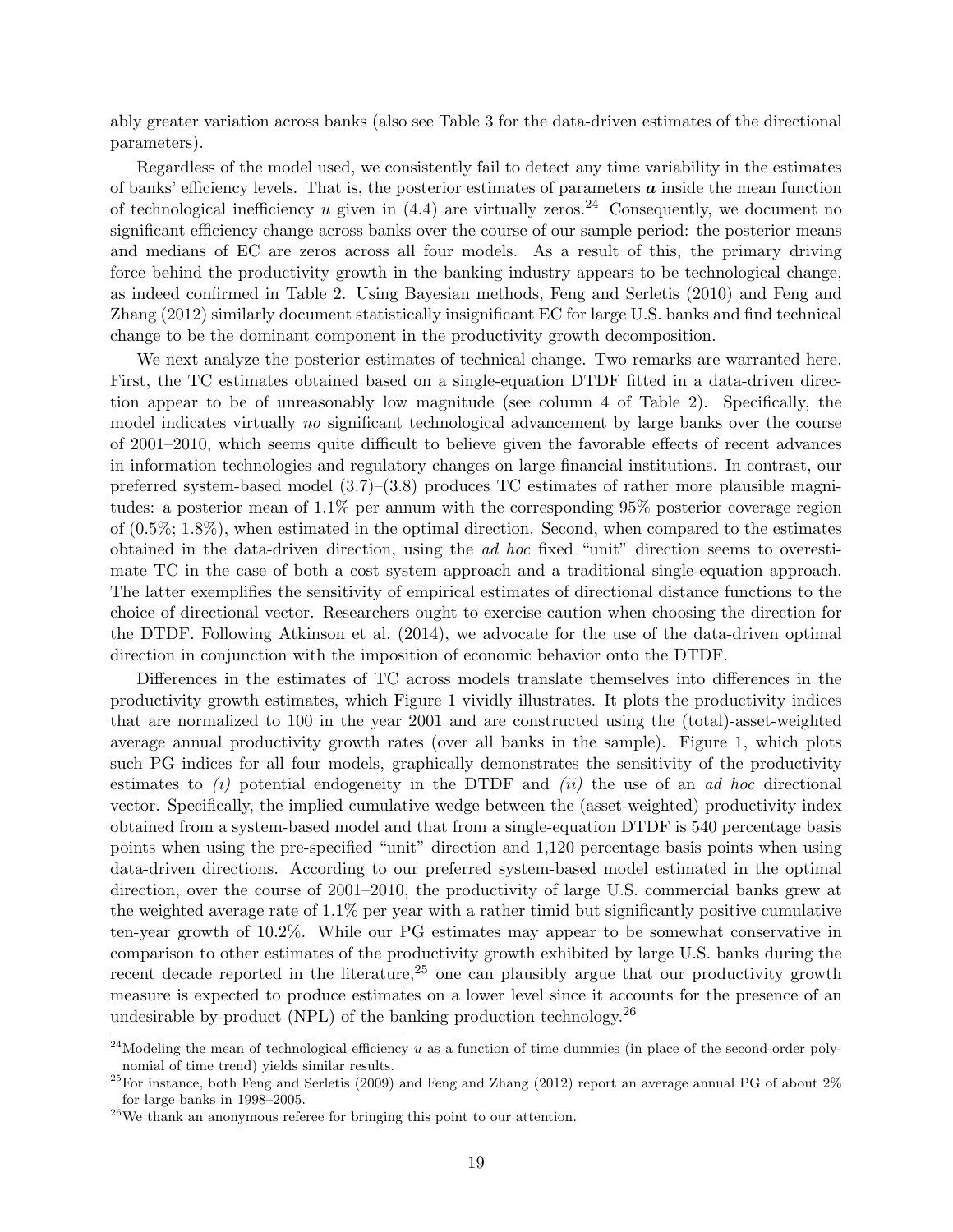ably greater variation across banks (also see Table 3 for the data-driven estimates of the directional parameters).

Regardless of the model used, we consistently fail to detect any time variability in the estimates of banks' efficiency levels. That is, the posterior estimates of parameters $\boldsymbol{a}$ inside the mean function of technological inefficiency $u$ given in (4.4) are virtually zeros.[24] Consequently, we document no significant efficiency change across banks over the course of our sample period: the posterior means and medians of EC are zeros across all four models. As a result of this, the primary driving force behind the productivity growth in the banking industry appears to be technological change, as indeed confirmed in Table 2. Using Bayesian methods, Feng and Serletis (2010) and Feng and Zhang (2012) similarly document statistically insignificant EC for large U.S. banks and find technical change to be the dominant component in the productivity growth decomposition.

We next analyze the posterior estimates of technical change. Two remarks are warranted here. First, the TC estimates obtained based on a single-equation DTDF fitted in a data-driven direction appear to be of unreasonably low magnitude (see column 4 of Table 2). Specifically, the model indicates virtually *no* significant technological advancement by large banks over the course of 2001–2010, which seems quite difficult to believe given the favorable effects of recent advances in information technologies and regulatory changes on large financial institutions. In contrast, our preferred system-based model (3.7)–(3.8) produces TC estimates of rather more plausible magnitudes: a posterior mean of 1.1% per annum with the corresponding 95% posterior coverage region of (0.5%; 1.8%), when estimated in the optimal direction. Second, when compared to the estimates obtained in the data-driven direction, using the *ad hoc* fixed "unit" direction seems to overestimate TC in the case of both a cost system approach and a traditional single-equation approach. The latter exemplifies the sensitivity of empirical estimates of directional distance functions to the choice of directional vector. Researchers ought to exercise caution when choosing the direction for the DTDF. Following Atkinson et al. (2014), we advocate for the use of the data-driven optimal direction in conjunction with the imposition of economic behavior onto the DTDF.

Differences in the estimates of TC across models translate themselves into differences in the productivity growth estimates, which Figure 1 vividly illustrates. It plots the productivity indices that are normalized to 100 in the year 2001 and are constructed using the (total)-asset-weighted average annual productivity growth rates (over all banks in the sample). Figure 1, which plots such PG indices for all four models, graphically demonstrates the sensitivity of the productivity estimates to *(i)* potential endogeneity in the DTDF and *(ii)* the use of an *ad hoc* directional vector. Specifically, the implied cumulative wedge between the (asset-weighted) productivity index obtained from a system-based model and that from a single-equation DTDF is 540 percentage basis points when using the pre-specified "unit" direction and 1,120 percentage basis points when using data-driven directions. According to our preferred system-based model estimated in the optimal direction, over the course of 2001–2010, the productivity of large U.S. commercial banks grew at the weighted average rate of 1.1% per year with a rather timid but significantly positive cumulative ten-year growth of 10.2%. While our PG estimates may appear to be somewhat conservative in comparison to other estimates of the productivity growth exhibited by large U.S. banks during the recent decade reported in the literature,[25] one can plausibly argue that our productivity growth measure is expected to produce estimates on a lower level since it accounts for the presence of an undesirable by-product (NPL) of the banking production technology.[26]

---

[24] Modeling the mean of technological efficiency $u$ as a function of time dummies (in place of the second-order polynomial of time trend) yields similar results.

[25] For instance, both Feng and Serletis (2009) and Feng and Zhang (2012) report an average annual PG of about 2% for large banks in 1998–2005.

[26] We thank an anonymous referee for bringing this point to our attention.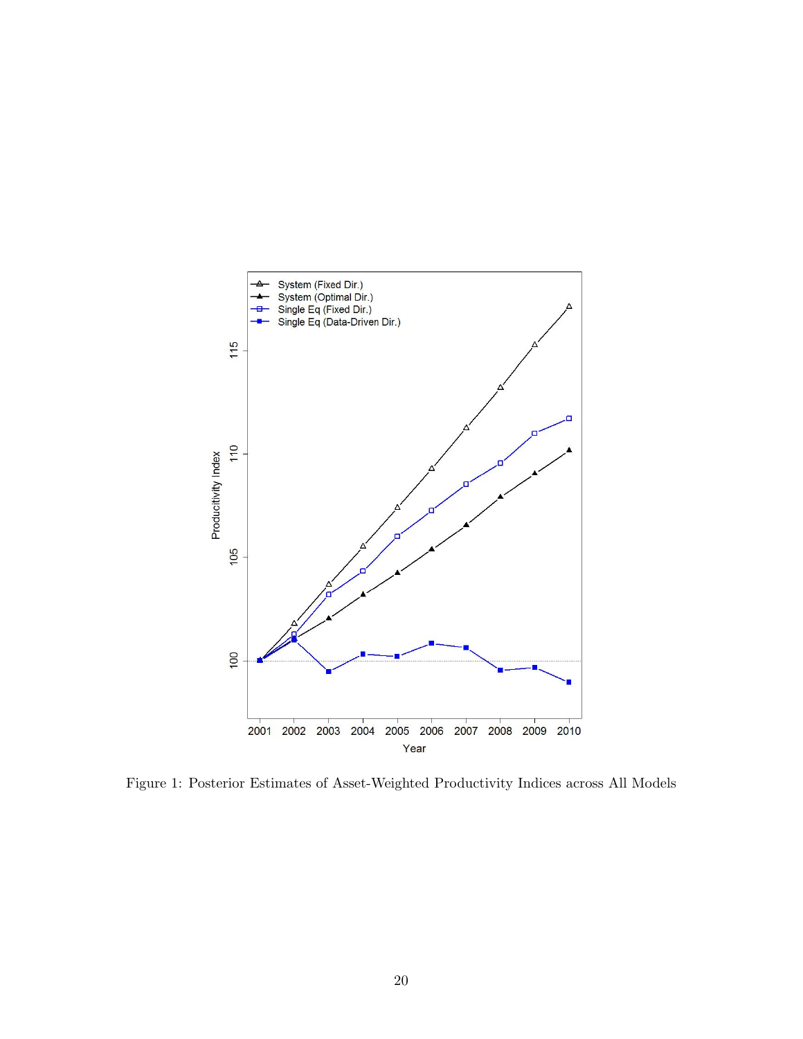Figure 1: Posterior Estimates of Asset-Weighted Productivity Indices across All Models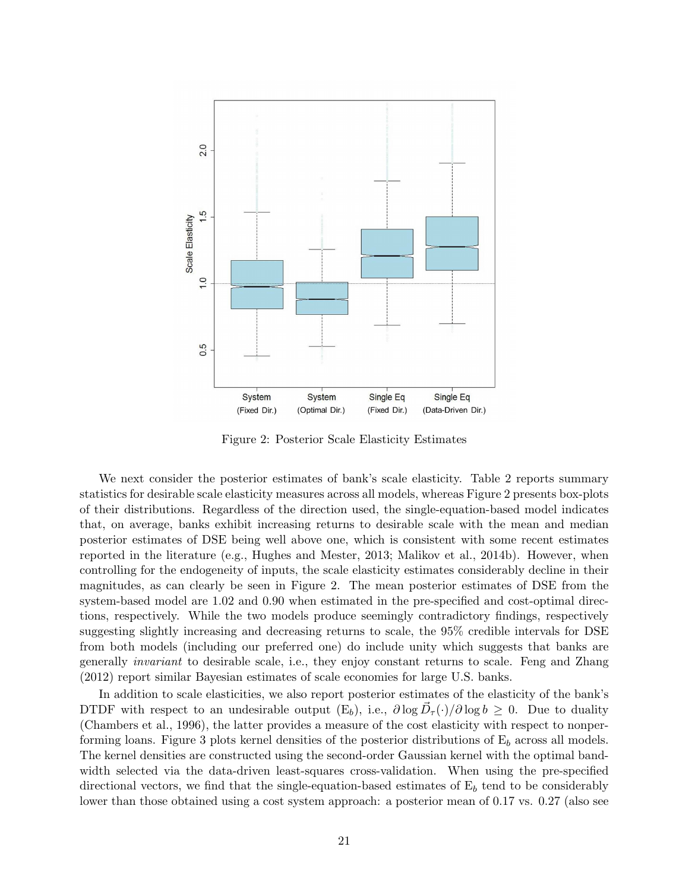Figure 2: Posterior Scale Elasticity Estimates

We next consider the posterior estimates of bank's scale elasticity. Table 2 reports summary statistics for desirable scale elasticity measures across all models, whereas Figure 2 presents box-plots of their distributions. Regardless of the direction used, the single-equation-based model indicates that, on average, banks exhibit increasing returns to desirable scale with the mean and median posterior estimates of DSE being well above one, which is consistent with some recent estimates reported in the literature (e.g., Hughes and Mester, 2013; Malikov et al., 2014b). However, when controlling for the endogeneity of inputs, the scale elasticity estimates considerably decline in their magnitudes, as can clearly be seen in Figure 2. The mean posterior estimates of DSE from the system-based model are 1.02 and 0.90 when estimated in the pre-specified and cost-optimal directions, respectively. While the two models produce seemingly contradictory findings, respectively suggesting slightly increasing and decreasing returns to scale, the 95% credible intervals for DSE from both models (including our preferred one) do include unity which suggests that banks are generally *invariant* to desirable scale, i.e., they enjoy constant returns to scale. Feng and Zhang (2012) report similar Bayesian estimates of scale economies for large U.S. banks.

In addition to scale elasticities, we also report posterior estimates of the elasticity of the bank's DTDF with respect to an undesirable output ($\text{E}_b$), i.e., $\partial \log \vec{D}_{\tau}(\cdot)/\partial \log b \geq 0$. Due to duality (Chambers et al., 1996), the latter provides a measure of the cost elasticity with respect to nonperforming loans. Figure 3 plots kernel densities of the posterior distributions of $\text{E}_b$ across all models. The kernel densities are constructed using the second-order Gaussian kernel with the optimal bandwidth selected via the data-driven least-squares cross-validation. When using the pre-specified directional vectors, we find that the single-equation-based estimates of $\text{E}_b$ tend to be considerably lower than those obtained using a cost system approach: a posterior mean of 0.17 vs. 0.27 (also see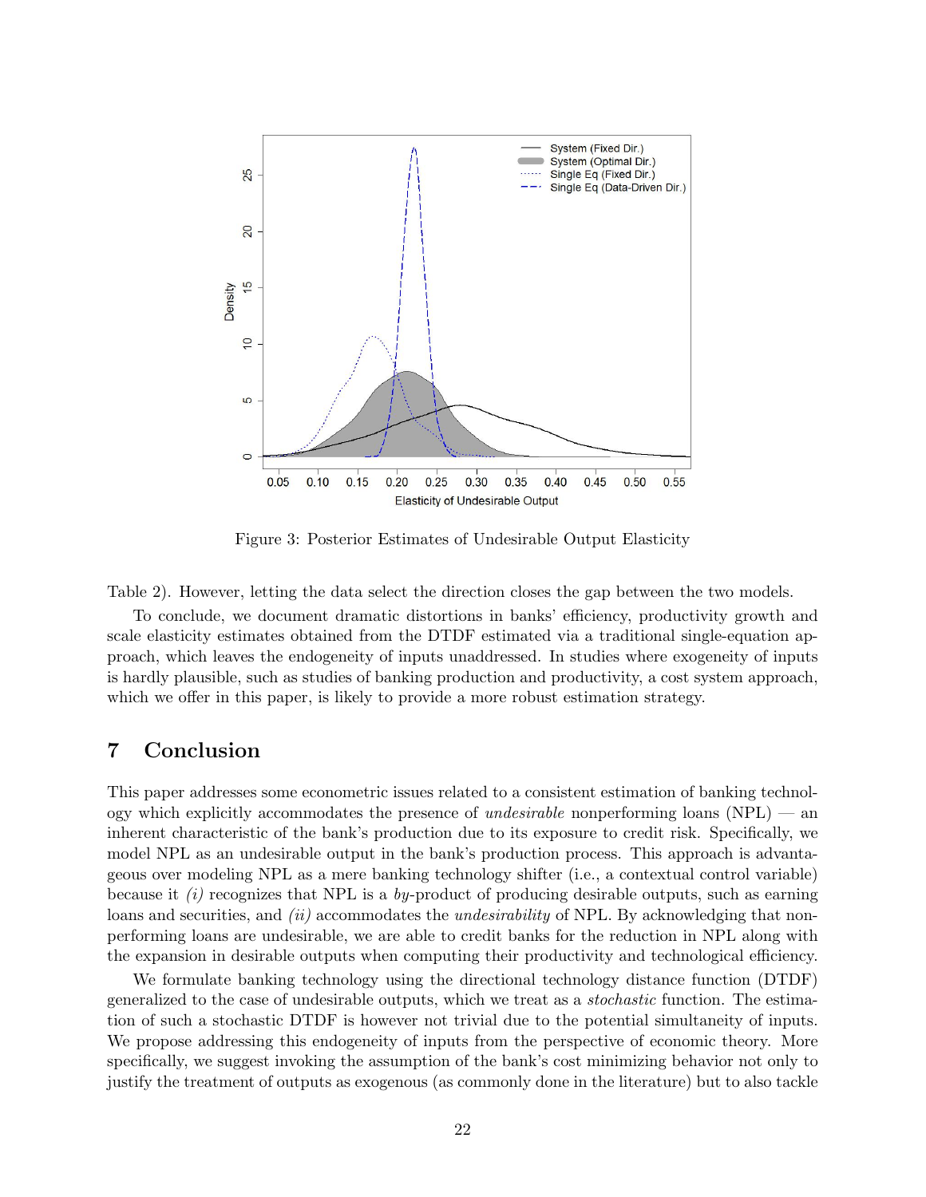Figure 3: Posterior Estimates of Undesirable Output Elasticity

Table 2). However, letting the data select the direction closes the gap between the two models.

To conclude, we document dramatic distortions in banks' efficiency, productivity growth and scale elasticity estimates obtained from the DTDF estimated via a traditional single-equation approach, which leaves the endogeneity of inputs unaddressed. In studies where exogeneity of inputs is hardly plausible, such as studies of banking production and productivity, a cost system approach, which we offer in this paper, is likely to provide a more robust estimation strategy.

## 7 Conclusion

This paper addresses some econometric issues related to a consistent estimation of banking technology which explicitly accommodates the presence of *undesirable* nonperforming loans (NPL) — an inherent characteristic of the bank's production due to its exposure to credit risk. Specifically, we model NPL as an undesirable output in the bank's production process. This approach is advantageous over modeling NPL as a mere banking technology shifter (i.e., a contextual control variable) because it *(i)* recognizes that NPL is a *by*-product of producing desirable outputs, such as earning loans and securities, and *(ii)* accommodates the *undesirability* of NPL. By acknowledging that nonperforming loans are undesirable, we are able to credit banks for the reduction in NPL along with the expansion in desirable outputs when computing their productivity and technological efficiency.

We formulate banking technology using the directional technology distance function (DTDF) generalized to the case of undesirable outputs, which we treat as a *stochastic* function. The estimation of such a stochastic DTDF is however not trivial due to the potential simultaneity of inputs. We propose addressing this endogeneity of inputs from the perspective of economic theory. More specifically, we suggest invoking the assumption of the bank's cost minimizing behavior not only to justify the treatment of outputs as exogenous (as commonly done in the literature) but to also tackle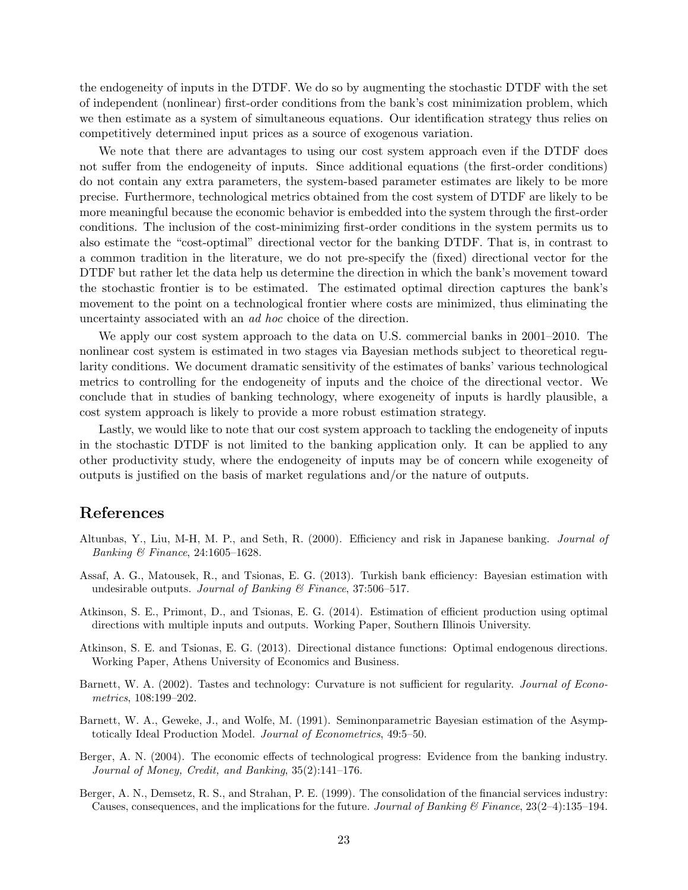the endogeneity of inputs in the DTDF. We do so by augmenting the stochastic DTDF with the set of independent (nonlinear) first-order conditions from the bank's cost minimization problem, which we then estimate as a system of simultaneous equations. Our identification strategy thus relies on competitively determined input prices as a source of exogenous variation.

We note that there are advantages to using our cost system approach even if the DTDF does not suffer from the endogeneity of inputs. Since additional equations (the first-order conditions) do not contain any extra parameters, the system-based parameter estimates are likely to be more precise. Furthermore, technological metrics obtained from the cost system of DTDF are likely to be more meaningful because the economic behavior is embedded into the system through the first-order conditions. The inclusion of the cost-minimizing first-order conditions in the system permits us to also estimate the "cost-optimal" directional vector for the banking DTDF. That is, in contrast to a common tradition in the literature, we do not pre-specify the (fixed) directional vector for the DTDF but rather let the data help us determine the direction in which the bank's movement toward the stochastic frontier is to be estimated. The estimated optimal direction captures the bank's movement to the point on a technological frontier where costs are minimized, thus eliminating the uncertainty associated with an *ad hoc* choice of the direction.

We apply our cost system approach to the data on U.S. commercial banks in 2001–2010. The nonlinear cost system is estimated in two stages via Bayesian methods subject to theoretical regularity conditions. We document dramatic sensitivity of the estimates of banks' various technological metrics to controlling for the endogeneity of inputs and the choice of the directional vector. We conclude that in studies of banking technology, where exogeneity of inputs is hardly plausible, a cost system approach is likely to provide a more robust estimation strategy.

Lastly, we would like to note that our cost system approach to tackling the endogeneity of inputs in the stochastic DTDF is not limited to the banking application only. It can be applied to any other productivity study, where the endogeneity of inputs may be of concern while exogeneity of outputs is justified on the basis of market regulations and/or the nature of outputs.

## References

Altunbas, Y., Liu, M-H, M. P., and Seth, R. (2000). Efficiency and risk in Japanese banking. *Journal of Banking & Finance*, 24:1605–1628.

Assaf, A. G., Matousek, R., and Tsionas, E. G. (2013). Turkish bank efficiency: Bayesian estimation with undesirable outputs. *Journal of Banking & Finance*, 37:506–517.

Atkinson, S. E., Primont, D., and Tsionas, E. G. (2014). Estimation of efficient production using optimal directions with multiple inputs and outputs. Working Paper, Southern Illinois University.

Atkinson, S. E. and Tsionas, E. G. (2013). Directional distance functions: Optimal endogenous directions. Working Paper, Athens University of Economics and Business.

Barnett, W. A. (2002). Tastes and technology: Curvature is not sufficient for regularity. *Journal of Econometrics*, 108:199–202.

Barnett, W. A., Geweke, J., and Wolfe, M. (1991). Seminonparametric Bayesian estimation of the Asymptotically Ideal Production Model. *Journal of Econometrics*, 49:5–50.

Berger, A. N. (2004). The economic effects of technological progress: Evidence from the banking industry. *Journal of Money, Credit, and Banking*, 35(2):141–176.

Berger, A. N., Demsetz, R. S., and Strahan, P. E. (1999). The consolidation of the financial services industry: Causes, consequences, and the implications for the future. *Journal of Banking & Finance*, 23(2–4):135–194.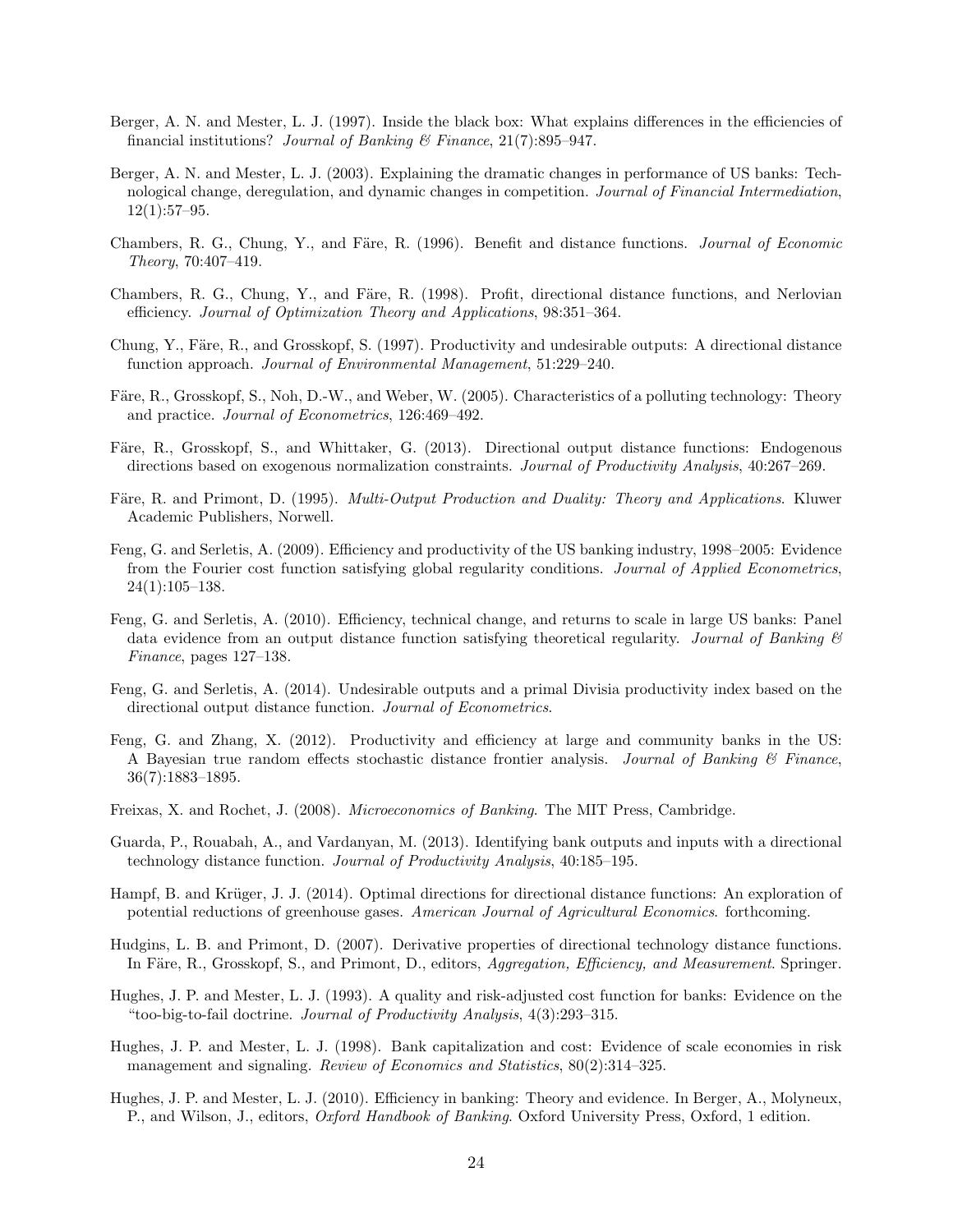Berger, A. N. and Mester, L. J. (1997). Inside the black box: What explains differences in the efficiencies of financial institutions? *Journal of Banking & Finance*, 21(7):895–947.

Berger, A. N. and Mester, L. J. (2003). Explaining the dramatic changes in performance of US banks: Technological change, deregulation, and dynamic changes in competition. *Journal of Financial Intermediation*, 12(1):57–95.

Chambers, R. G., Chung, Y., and Färe, R. (1996). Benefit and distance functions. *Journal of Economic Theory*, 70:407–419.

Chambers, R. G., Chung, Y., and Färe, R. (1998). Profit, directional distance functions, and Nerlovian efficiency. *Journal of Optimization Theory and Applications*, 98:351–364.

Chung, Y., Färe, R., and Grosskopf, S. (1997). Productivity and undesirable outputs: A directional distance function approach. *Journal of Environmental Management*, 51:229–240.

Färe, R., Grosskopf, S., Noh, D.-W., and Weber, W. (2005). Characteristics of a polluting technology: Theory and practice. *Journal of Econometrics*, 126:469–492.

Färe, R., Grosskopf, S., and Whittaker, G. (2013). Directional output distance functions: Endogenous directions based on exogenous normalization constraints. *Journal of Productivity Analysis*, 40:267–269.

Färe, R. and Primont, D. (1995). *Multi-Output Production and Duality: Theory and Applications*. Kluwer Academic Publishers, Norwell.

Feng, G. and Serletis, A. (2009). Efficiency and productivity of the US banking industry, 1998–2005: Evidence from the Fourier cost function satisfying global regularity conditions. *Journal of Applied Econometrics*, 24(1):105–138.

Feng, G. and Serletis, A. (2010). Efficiency, technical change, and returns to scale in large US banks: Panel data evidence from an output distance function satisfying theoretical regularity. *Journal of Banking & Finance*, pages 127–138.

Feng, G. and Serletis, A. (2014). Undesirable outputs and a primal Divisia productivity index based on the directional output distance function. *Journal of Econometrics*.

Feng, G. and Zhang, X. (2012). Productivity and efficiency at large and community banks in the US: A Bayesian true random effects stochastic distance frontier analysis. *Journal of Banking & Finance*, 36(7):1883–1895.

Freixas, X. and Rochet, J. (2008). *Microeconomics of Banking*. The MIT Press, Cambridge.

Guarda, P., Rouabah, A., and Vardanyan, M. (2013). Identifying bank outputs and inputs with a directional technology distance function. *Journal of Productivity Analysis*, 40:185–195.

Hampf, B. and Krüger, J. J. (2014). Optimal directions for directional distance functions: An exploration of potential reductions of greenhouse gases. *American Journal of Agricultural Economics*. forthcoming.

Hudgins, L. B. and Primont, D. (2007). Derivative properties of directional technology distance functions. In Färe, R., Grosskopf, S., and Primont, D., editors, *Aggregation, Efficiency, and Measurement*. Springer.

Hughes, J. P. and Mester, L. J. (1993). A quality and risk-adjusted cost function for banks: Evidence on the "too-big-to-fail doctrine. *Journal of Productivity Analysis*, 4(3):293–315.

Hughes, J. P. and Mester, L. J. (1998). Bank capitalization and cost: Evidence of scale economies in risk management and signaling. *Review of Economics and Statistics*, 80(2):314–325.

Hughes, J. P. and Mester, L. J. (2010). Efficiency in banking: Theory and evidence. In Berger, A., Molyneux, P., and Wilson, J., editors, *Oxford Handbook of Banking*. Oxford University Press, Oxford, 1 edition.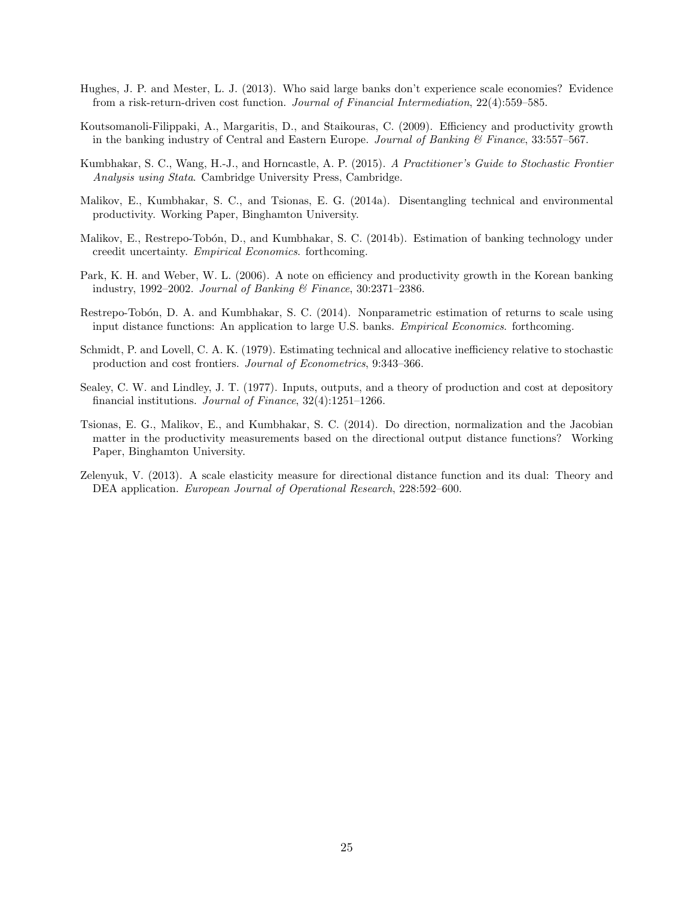Hughes, J. P. and Mester, L. J. (2013). Who said large banks don't experience scale economies? Evidence from a risk-return-driven cost function. *Journal of Financial Intermediation*, 22(4):559–585.

Koutsomanoli-Filippaki, A., Margaritis, D., and Staikouras, C. (2009). Efficiency and productivity growth in the banking industry of Central and Eastern Europe. *Journal of Banking & Finance*, 33:557–567.

Kumbhakar, S. C., Wang, H.-J., and Horncastle, A. P. (2015). *A Practitioner's Guide to Stochastic Frontier Analysis using Stata*. Cambridge University Press, Cambridge.

Malikov, E., Kumbhakar, S. C., and Tsionas, E. G. (2014a). Disentangling technical and environmental productivity. Working Paper, Binghamton University.

Malikov, E., Restrepo-Tobón, D., and Kumbhakar, S. C. (2014b). Estimation of banking technology under creedit uncertainty. *Empirical Economics*. forthcoming.

Park, K. H. and Weber, W. L. (2006). A note on efficiency and productivity growth in the Korean banking industry, 1992–2002. *Journal of Banking & Finance*, 30:2371–2386.

Restrepo-Tobón, D. A. and Kumbhakar, S. C. (2014). Nonparametric estimation of returns to scale using input distance functions: An application to large U.S. banks. *Empirical Economics*. forthcoming.

Schmidt, P. and Lovell, C. A. K. (1979). Estimating technical and allocative inefficiency relative to stochastic production and cost frontiers. *Journal of Econometrics*, 9:343–366.

Sealey, C. W. and Lindley, J. T. (1977). Inputs, outputs, and a theory of production and cost at depository financial institutions. *Journal of Finance*, 32(4):1251–1266.

Tsionas, E. G., Malikov, E., and Kumbhakar, S. C. (2014). Do direction, normalization and the Jacobian matter in the productivity measurements based on the directional output distance functions? Working Paper, Binghamton University.

Zelenyuk, V. (2013). A scale elasticity measure for directional distance function and its dual: Theory and DEA application. *European Journal of Operational Research*, 228:592–600.